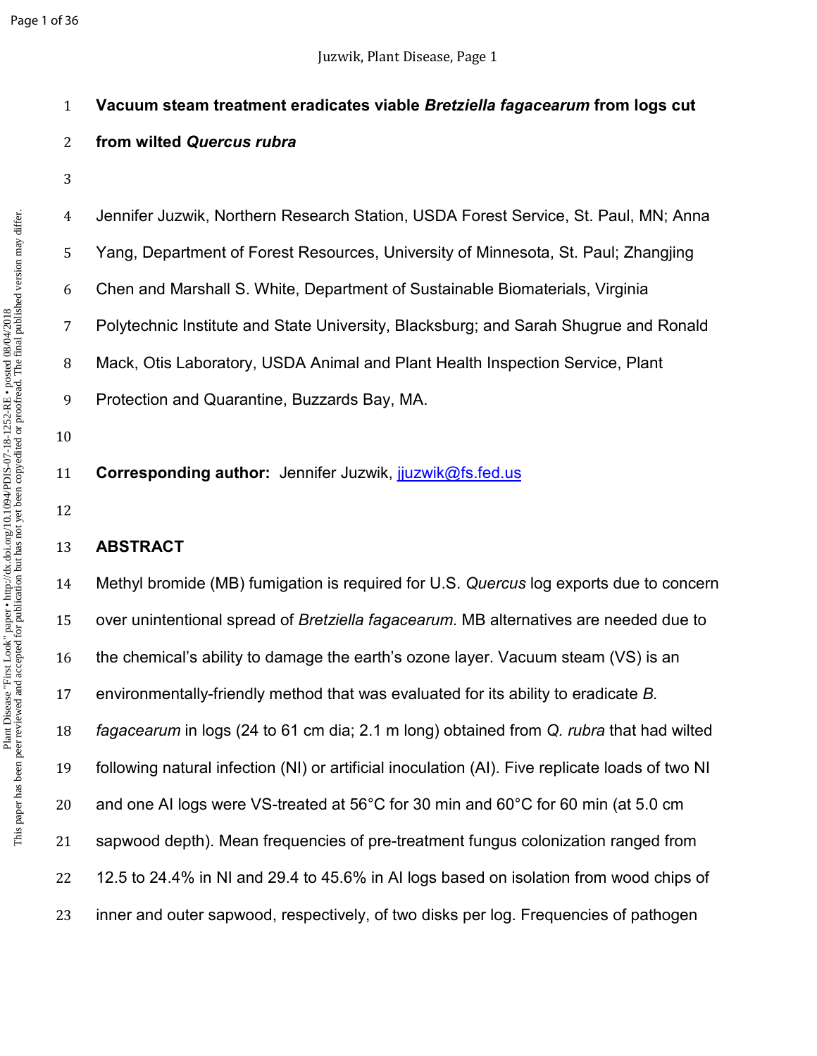# Vacuum steam treatment eradicates viable *Bretziella fagacearum* from logs cut from wilted *Quercus rubra*

Jennifer Juzwik, Northern Research Station, USDA Forest Service, St. Paul, MN; Anna Yang, Department of Forest Resources, University of Minnesota, St. Paul; Zhangjing Chen and Marshall S. White, Department of Sustainable Biomaterials, Virginia Polytechnic Institute and State University, Blacksburg; and Sarah Shugrue and Ronald Mack, Otis Laboratory, USDA Animal and Plant Health Inspection Service, Plant Protection and Quarantine, Buzzards Bay, MA.

**Corresponding author:** Jennifer Juzwik, jjuzwik@fs.fed.us

## ABSTRACT

Methyl bromide (MB) fumigation is required for U.S. *Quercus* log exports due to concern over unintentional spread of *Bretziella fagacearum*. MB alternatives are needed due to the chemical's ability to damage the earth's ozone layer. Vacuum steam (VS) is an environmentally-friendly method that was evaluated for its ability to eradicate *B. fagacearum* in logs (24 to 61 cm dia; 2.1 m long) obtained from *Q. rubra* that had wilted following natural infection (NI) or artificial inoculation (AI). Five replicate loads of two NI and one AI logs were VS-treated at 56°C for 30 min and 60°C for 60 min (at 5.0 cm sapwood depth). Mean frequencies of pre-treatment fungus colonization ranged from 12.5 to 24.4% in NI and 29.4 to 45.6% in AI logs based on isolation from wood chips of inner and outer sapwood, respectively, of two disks per log. Frequencies of pathogen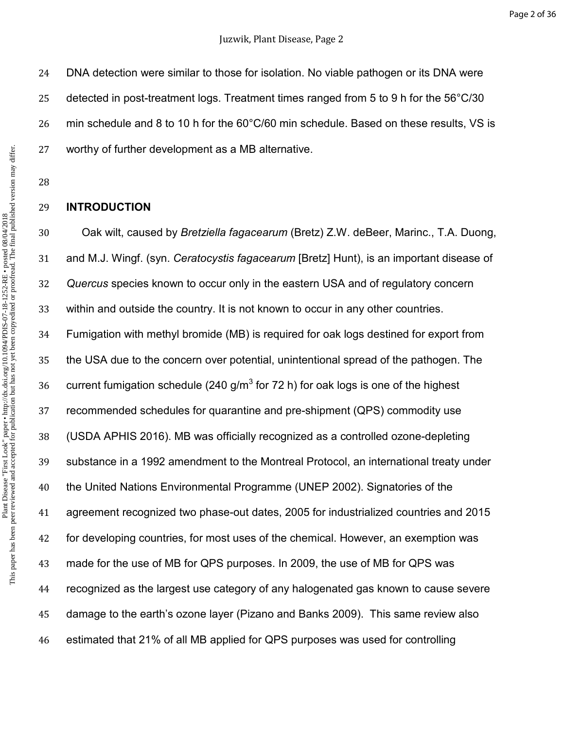DNA detection were similar to those for isolation. No viable pathogen or its DNA were detected in post-treatment logs. Treatment times ranged from 5 to 9 h for the 56°C/30 min schedule and 8 to 10 h for the 60°C/60 min schedule. Based on these results, VS is worthy of further development as a MB alternative.

## INTRODUCTION

Oak wilt, caused by *Bretziella fagacearum* (Bretz) Z.W. deBeer, Marinc., T.A. Duong, and M.J. Wingf. (syn. *Ceratocystis fagacearum* [Bretz] Hunt), is an important disease of *Quercus* species known to occur only in the eastern USA and of regulatory concern within and outside the country. It is not known to occur in any other countries. Fumigation with methyl bromide (MB) is required for oak logs destined for export from the USA due to the concern over potential, unintentional spread of the pathogen. The current fumigation schedule (240 g/m$^3$ for 72 h) for oak logs is one of the highest recommended schedules for quarantine and pre-shipment (QPS) commodity use (USDA APHIS 2016). MB was officially recognized as a controlled ozone-depleting substance in a 1992 amendment to the Montreal Protocol, an international treaty under the United Nations Environmental Programme (UNEP 2002). Signatories of the agreement recognized two phase-out dates, 2005 for industrialized countries and 2015 for developing countries, for most uses of the chemical. However, an exemption was made for the use of MB for QPS purposes. In 2009, the use of MB for QPS was recognized as the largest use category of any halogenated gas known to cause severe damage to the earth's ozone layer (Pizano and Banks 2009). This same review also estimated that 21% of all MB applied for QPS purposes was used for controlling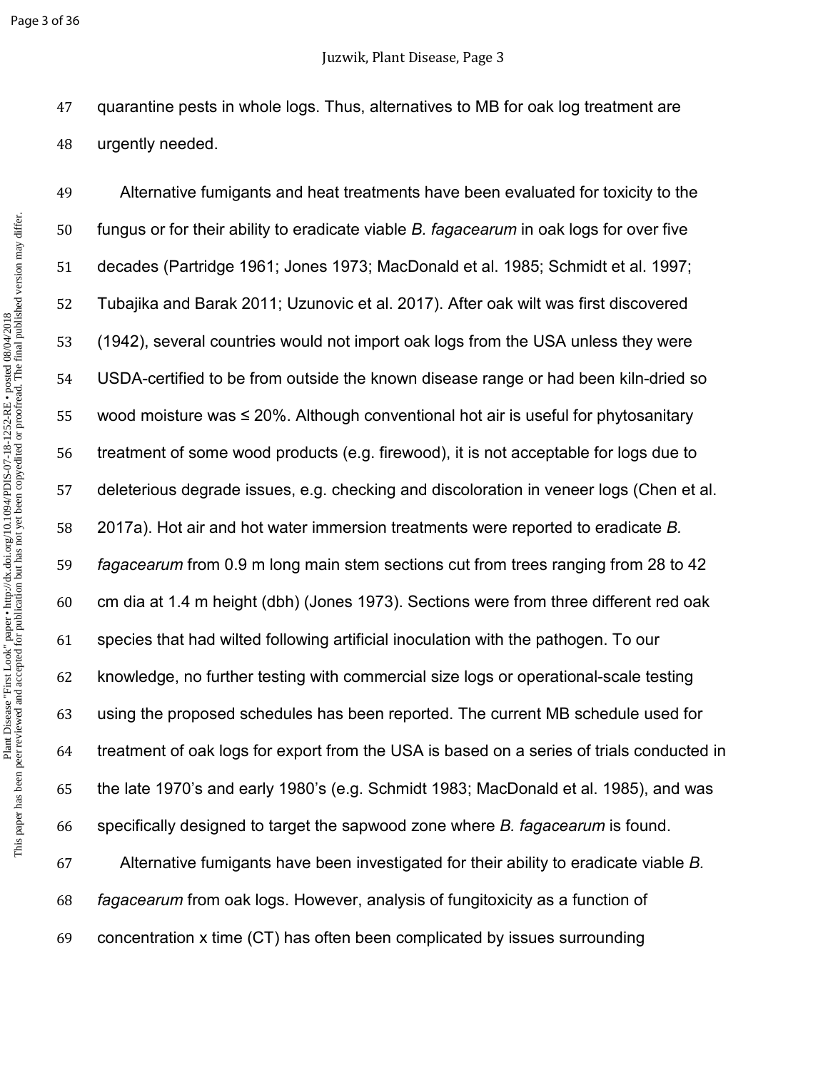quarantine pests in whole logs. Thus, alternatives to MB for oak log treatment are urgently needed.

Alternative fumigants and heat treatments have been evaluated for toxicity to the fungus or for their ability to eradicate viable *B. fagacearum* in oak logs for over five decades (Partridge 1961; Jones 1973; MacDonald et al. 1985; Schmidt et al. 1997; Tubajika and Barak 2011; Uzunovic et al. 2017). After oak wilt was first discovered (1942), several countries would not import oak logs from the USA unless they were USDA-certified to be from outside the known disease range or had been kiln-dried so wood moisture was ≤ 20%. Although conventional hot air is useful for phytosanitary treatment of some wood products (e.g. firewood), it is not acceptable for logs due to deleterious degrade issues, e.g. checking and discoloration in veneer logs (Chen et al. 2017a). Hot air and hot water immersion treatments were reported to eradicate *B. fagacearum* from 0.9 m long main stem sections cut from trees ranging from 28 to 42 cm dia at 1.4 m height (dbh) (Jones 1973). Sections were from three different red oak species that had wilted following artificial inoculation with the pathogen. To our knowledge, no further testing with commercial size logs or operational-scale testing using the proposed schedules has been reported. The current MB schedule used for treatment of oak logs for export from the USA is based on a series of trials conducted in the late 1970's and early 1980's (e.g. Schmidt 1983; MacDonald et al. 1985), and was specifically designed to target the sapwood zone where *B. fagacearum* is found.

Alternative fumigants have been investigated for their ability to eradicate viable *B. fagacearum* from oak logs. However, analysis of fungitoxicity as a function of concentration x time (CT) has often been complicated by issues surrounding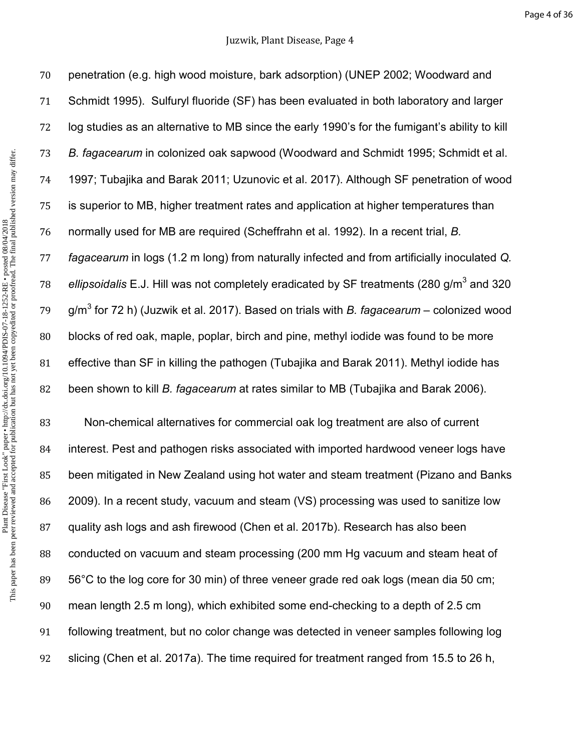penetration (e.g. high wood moisture, bark adsorption) (UNEP 2002; Woodward and Schmidt 1995). Sulfuryl fluoride (SF) has been evaluated in both laboratory and larger log studies as an alternative to MB since the early 1990's for the fumigant's ability to kill *B. fagacearum* in colonized oak sapwood (Woodward and Schmidt 1995; Schmidt et al. 1997; Tubajika and Barak 2011; Uzunovic et al. 2017). Although SF penetration of wood is superior to MB, higher treatment rates and application at higher temperatures than normally used for MB are required (Scheffrahn et al. 1992). In a recent trial, *B. fagacearum* in logs (1.2 m long) from naturally infected and from artificially inoculated *Q. ellipsoidalis* E.J. Hill was not completely eradicated by SF treatments (280 g/m$^3$ and 320 g/m$^3$ for 72 h) (Juzwik et al. 2017). Based on trials with *B. fagacearum* – colonized wood blocks of red oak, maple, poplar, birch and pine, methyl iodide was found to be more effective than SF in killing the pathogen (Tubajika and Barak 2011). Methyl iodide has been shown to kill *B. fagacearum* at rates similar to MB (Tubajika and Barak 2006).

Non-chemical alternatives for commercial oak log treatment are also of current interest. Pest and pathogen risks associated with imported hardwood veneer logs have been mitigated in New Zealand using hot water and steam treatment (Pizano and Banks 2009). In a recent study, vacuum and steam (VS) processing was used to sanitize low quality ash logs and ash firewood (Chen et al. 2017b). Research has also been conducted on vacuum and steam processing (200 mm Hg vacuum and steam heat of 56°C to the log core for 30 min) of three veneer grade red oak logs (mean dia 50 cm; mean length 2.5 m long), which exhibited some end-checking to a depth of 2.5 cm following treatment, but no color change was detected in veneer samples following log slicing (Chen et al. 2017a). The time required for treatment ranged from 15.5 to 26 h,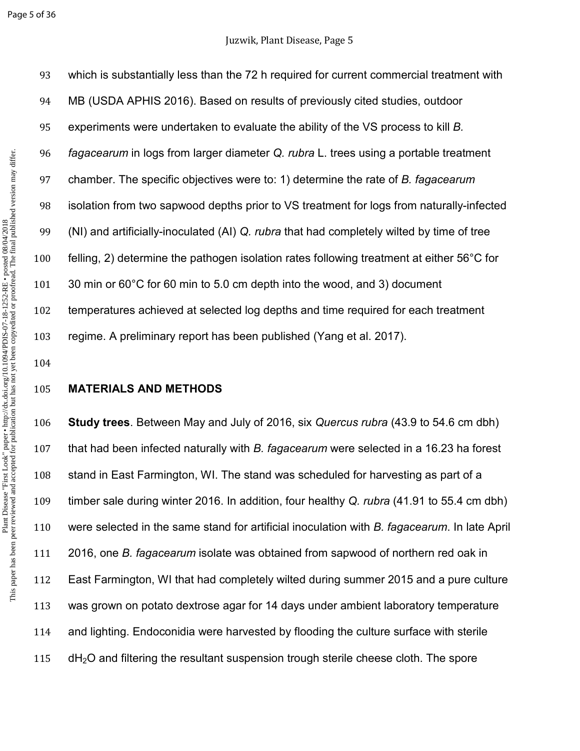which is substantially less than the 72 h required for current commercial treatment with MB (USDA APHIS 2016). Based on results of previously cited studies, outdoor experiments were undertaken to evaluate the ability of the VS process to kill *B. fagacearum* in logs from larger diameter *Q. rubra* L. trees using a portable treatment chamber. The specific objectives were to: 1) determine the rate of *B. fagacearum* isolation from two sapwood depths prior to VS treatment for logs from naturally-infected (NI) and artificially-inoculated (AI) *Q. rubra* that had completely wilted by time of tree felling, 2) determine the pathogen isolation rates following treatment at either 56°C for 30 min or 60°C for 60 min to 5.0 cm depth into the wood, and 3) document temperatures achieved at selected log depths and time required for each treatment regime. A preliminary report has been published (Yang et al. 2017).

## MATERIALS AND METHODS

**Study trees**. Between May and July of 2016, six *Quercus rubra* (43.9 to 54.6 cm dbh) that had been infected naturally with *B. fagacearum* were selected in a 16.23 ha forest stand in East Farmington, WI. The stand was scheduled for harvesting as part of a timber sale during winter 2016. In addition, four healthy *Q. rubra* (41.91 to 55.4 cm dbh) were selected in the same stand for artificial inoculation with *B. fagacearum*. In late April 2016, one *B. fagacearum* isolate was obtained from sapwood of northern red oak in East Farmington, WI that had completely wilted during summer 2015 and a pure culture was grown on potato dextrose agar for 14 days under ambient laboratory temperature and lighting. Endoconidia were harvested by flooding the culture surface with sterile d$H_2O$ and filtering the resultant suspension trough sterile cheese cloth. The spore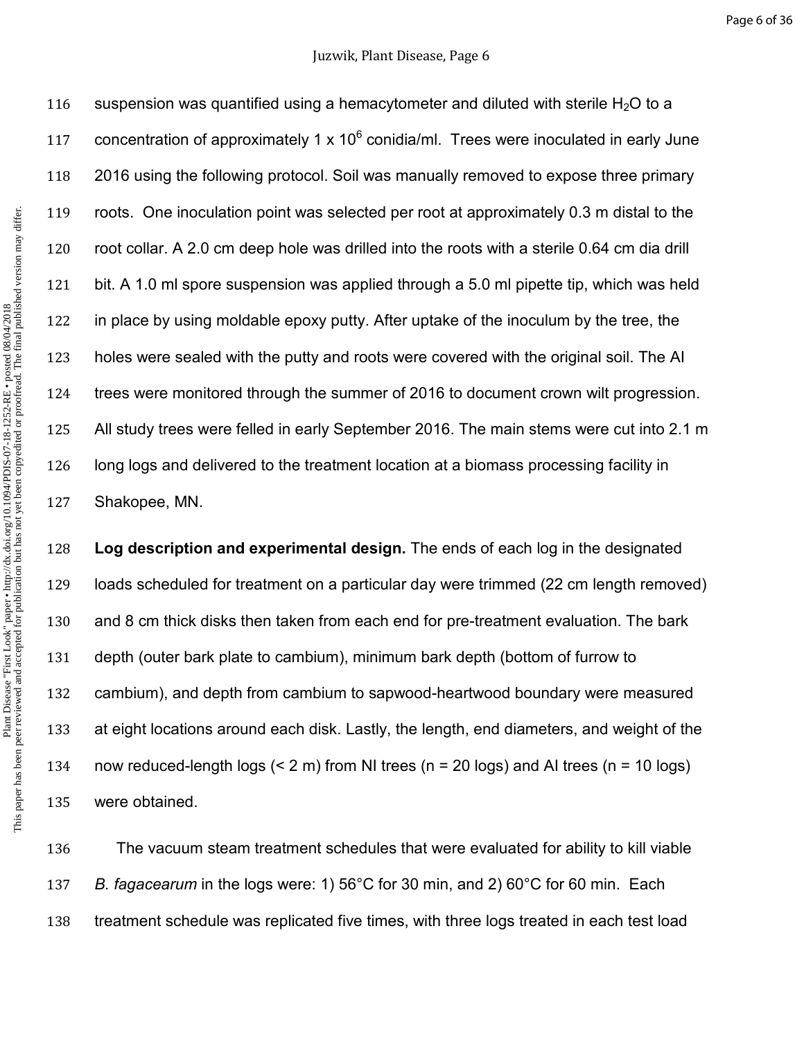suspension was quantified using a hemacytometer and diluted with sterile $H_2O$ to a concentration of approximately 1 x $10^6$ conidia/ml. Trees were inoculated in early June 2016 using the following protocol. Soil was manually removed to expose three primary roots. One inoculation point was selected per root at approximately 0.3 m distal to the root collar. A 2.0 cm deep hole was drilled into the roots with a sterile 0.64 cm dia drill bit. A 1.0 ml spore suspension was applied through a 5.0 ml pipette tip, which was held in place by using moldable epoxy putty. After uptake of the inoculum by the tree, the holes were sealed with the putty and roots were covered with the original soil. The AI trees were monitored through the summer of 2016 to document crown wilt progression. All study trees were felled in early September 2016. The main stems were cut into 2.1 m long logs and delivered to the treatment location at a biomass processing facility in Shakopee, MN.

**Log description and experimental design.** The ends of each log in the designated loads scheduled for treatment on a particular day were trimmed (22 cm length removed) and 8 cm thick disks then taken from each end for pre-treatment evaluation. The bark depth (outer bark plate to cambium), minimum bark depth (bottom of furrow to cambium), and depth from cambium to sapwood-heartwood boundary were measured at eight locations around each disk. Lastly, the length, end diameters, and weight of the now reduced-length logs (< 2 m) from NI trees (n = 20 logs) and AI trees (n = 10 logs) were obtained.

The vacuum steam treatment schedules that were evaluated for ability to kill viable *B. fagacearum* in the logs were: 1) 56°C for 30 min, and 2) 60°C for 60 min. Each treatment schedule was replicated five times, with three logs treated in each test load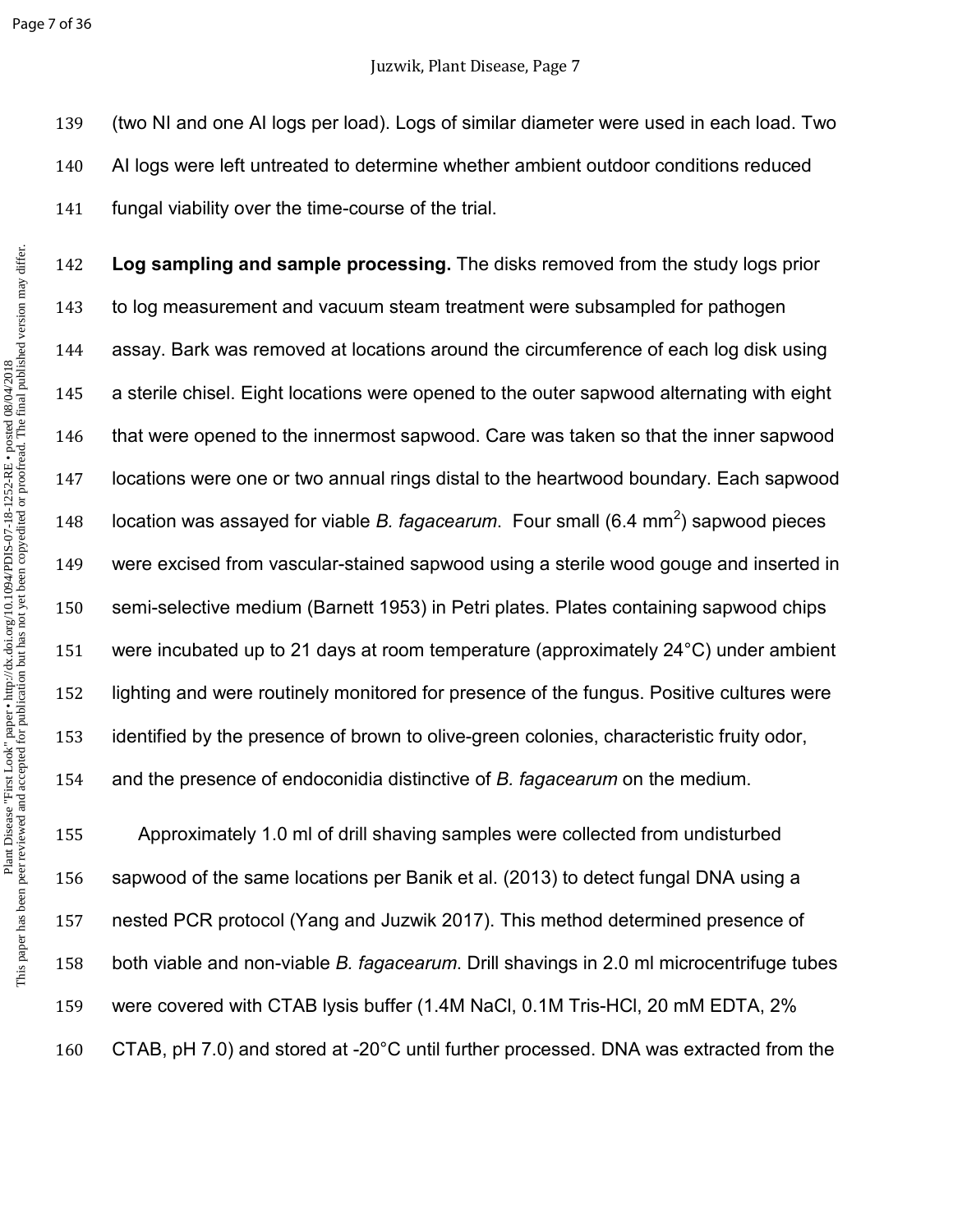(two NI and one AI logs per load). Logs of similar diameter were used in each load. Two AI logs were left untreated to determine whether ambient outdoor conditions reduced fungal viability over the time-course of the trial.

**Log sampling and sample processing.** The disks removed from the study logs prior to log measurement and vacuum steam treatment were subsampled for pathogen assay. Bark was removed at locations around the circumference of each log disk using a sterile chisel. Eight locations were opened to the outer sapwood alternating with eight that were opened to the innermost sapwood. Care was taken so that the inner sapwood locations were one or two annual rings distal to the heartwood boundary. Each sapwood location was assayed for viable *B. fagacearum*. Four small (6.4 $mm^2$) sapwood pieces were excised from vascular-stained sapwood using a sterile wood gouge and inserted in semi-selective medium (Barnett 1953) in Petri plates. Plates containing sapwood chips were incubated up to 21 days at room temperature (approximately 24°C) under ambient lighting and were routinely monitored for presence of the fungus. Positive cultures were identified by the presence of brown to olive-green colonies, characteristic fruity odor, and the presence of endoconidia distinctive of *B. fagacearum* on the medium.

Approximately 1.0 ml of drill shaving samples were collected from undisturbed sapwood of the same locations per Banik et al. (2013) to detect fungal DNA using a nested PCR protocol (Yang and Juzwik 2017). This method determined presence of both viable and non-viable *B. fagacearum*. Drill shavings in 2.0 ml microcentrifuge tubes were covered with CTAB lysis buffer (1.4M NaCl, 0.1M Tris-HCl, 20 mM EDTA, 2% CTAB, pH 7.0) and stored at -20°C until further processed. DNA was extracted from the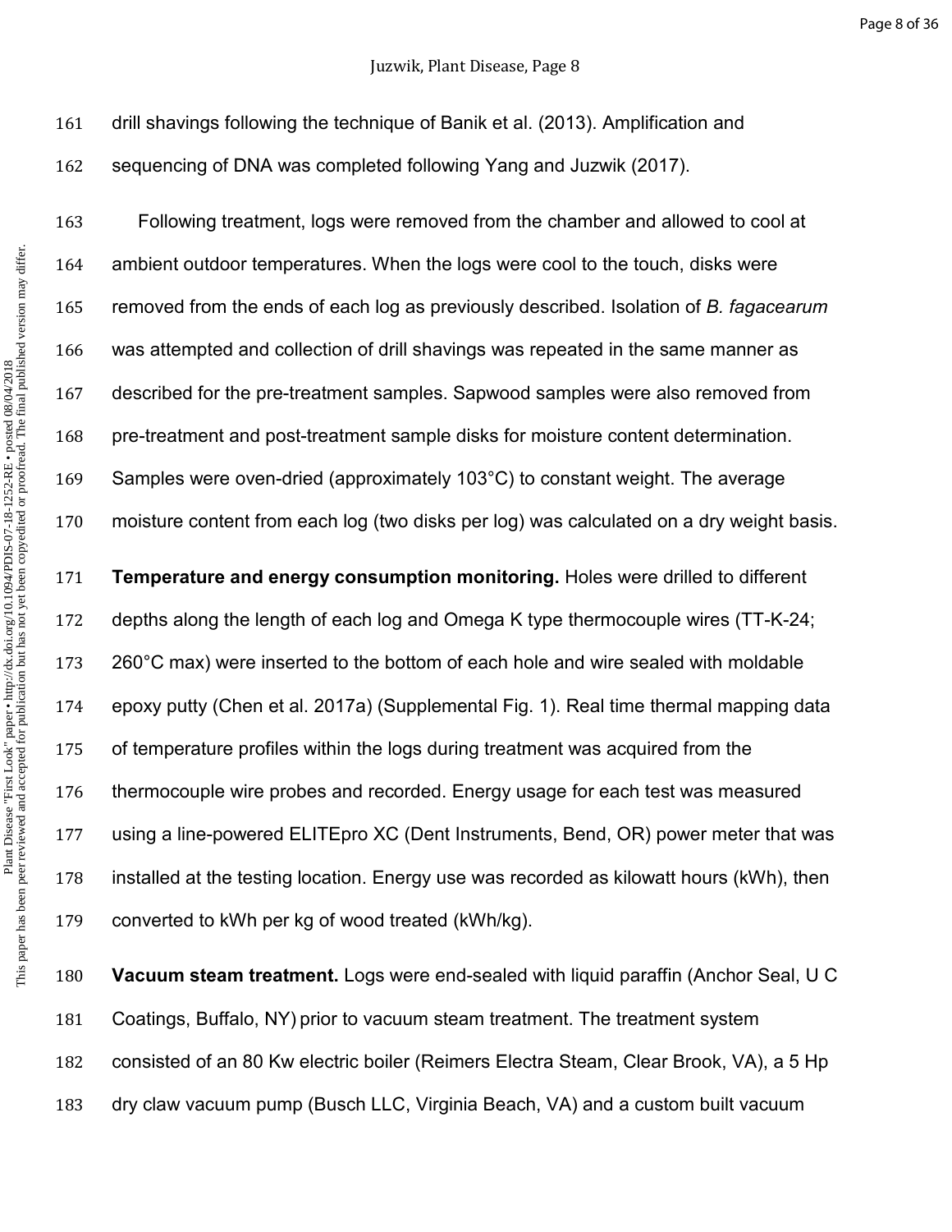drill shavings following the technique of Banik et al. (2013). Amplification and sequencing of DNA was completed following Yang and Juzwik (2017).

Following treatment, logs were removed from the chamber and allowed to cool at ambient outdoor temperatures. When the logs were cool to the touch, disks were removed from the ends of each log as previously described. Isolation of *B. fagacearum* was attempted and collection of drill shavings was repeated in the same manner as described for the pre-treatment samples. Sapwood samples were also removed from pre-treatment and post-treatment sample disks for moisture content determination. Samples were oven-dried (approximately 103°C) to constant weight. The average moisture content from each log (two disks per log) was calculated on a dry weight basis.

**Temperature and energy consumption monitoring.** Holes were drilled to different depths along the length of each log and Omega K type thermocouple wires (TT-K-24; 260°C max) were inserted to the bottom of each hole and wire sealed with moldable epoxy putty (Chen et al. 2017a) (Supplemental Fig. 1). Real time thermal mapping data of temperature profiles within the logs during treatment was acquired from the thermocouple wire probes and recorded. Energy usage for each test was measured using a line-powered ELITEpro XC (Dent Instruments, Bend, OR) power meter that was installed at the testing location. Energy use was recorded as kilowatt hours (kWh), then converted to kWh per kg of wood treated (kWh/kg).

**Vacuum steam treatment.** Logs were end-sealed with liquid paraffin (Anchor Seal, U C Coatings, Buffalo, NY) prior to vacuum steam treatment. The treatment system consisted of an 80 Kw electric boiler (Reimers Electra Steam, Clear Brook, VA), a 5 Hp dry claw vacuum pump (Busch LLC, Virginia Beach, VA) and a custom built vacuum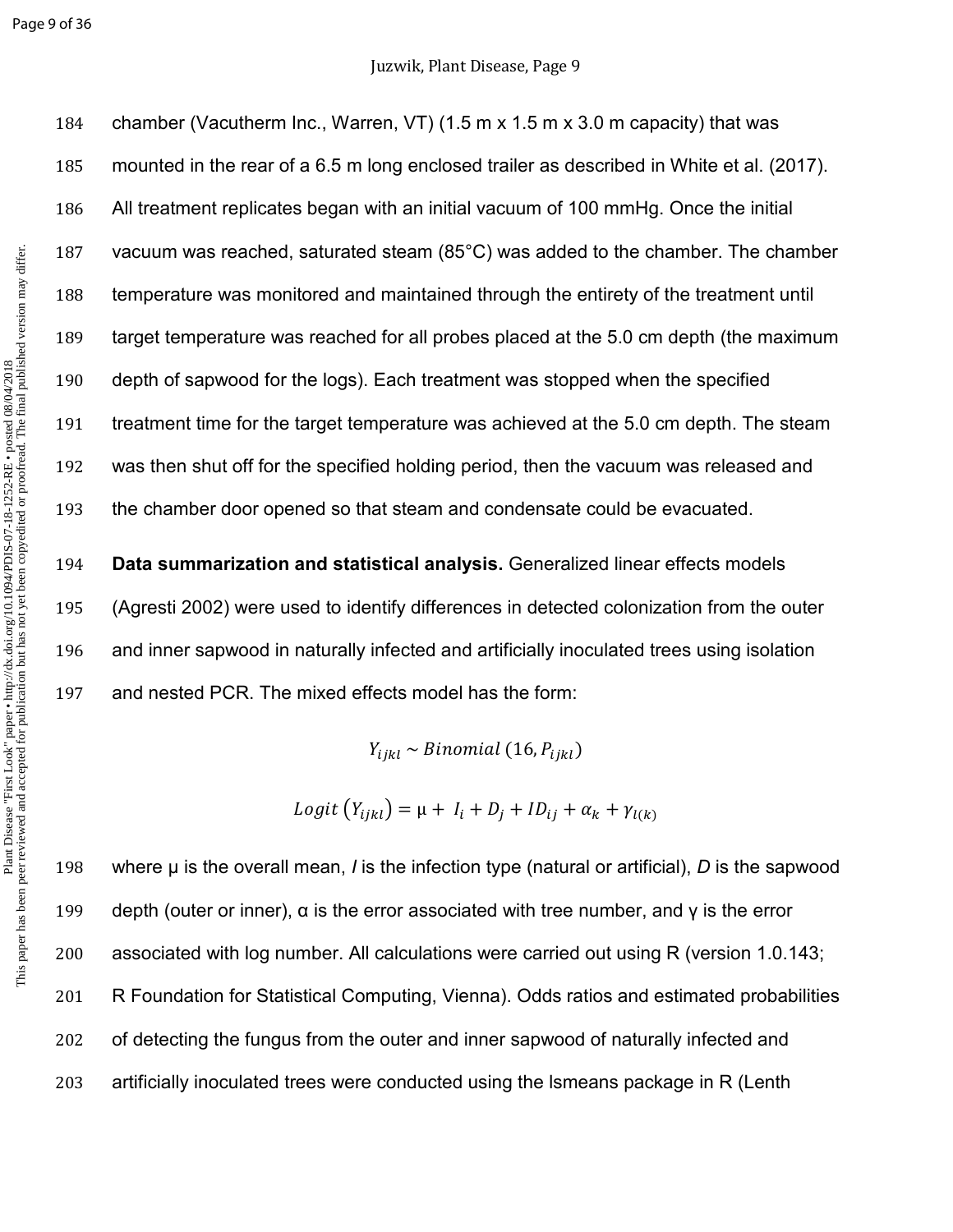chamber (Vacutherm Inc., Warren, VT) (1.5 m x 1.5 m x 3.0 m capacity) that was mounted in the rear of a 6.5 m long enclosed trailer as described in White et al. (2017). All treatment replicates began with an initial vacuum of 100 mmHg. Once the initial vacuum was reached, saturated steam (85°C) was added to the chamber. The chamber temperature was monitored and maintained through the entirety of the treatment until target temperature was reached for all probes placed at the 5.0 cm depth (the maximum depth of sapwood for the logs). Each treatment was stopped when the specified treatment time for the target temperature was achieved at the 5.0 cm depth. The steam was then shut off for the specified holding period, then the vacuum was released and the chamber door opened so that steam and condensate could be evacuated.

**Data summarization and statistical analysis.** Generalized linear effects models (Agresti 2002) were used to identify differences in detected colonization from the outer and inner sapwood in naturally infected and artificially inoculated trees using isolation and nested PCR. The mixed effects model has the form:

$$Y_{ijkl} \sim Binomial\,(16, P_{ijkl})$$

$$Logit\,(Y_{ijkl}) = \mu + I_i + D_j + ID_{ij} + \alpha_k + \gamma_{l(k)}$$

where μ is the overall mean, *I* is the infection type (natural or artificial), *D* is the sapwood depth (outer or inner), α is the error associated with tree number, and γ is the error associated with log number. All calculations were carried out using R (version 1.0.143; R Foundation for Statistical Computing, Vienna). Odds ratios and estimated probabilities of detecting the fungus from the outer and inner sapwood of naturally infected and artificially inoculated trees were conducted using the lsmeans package in R (Lenth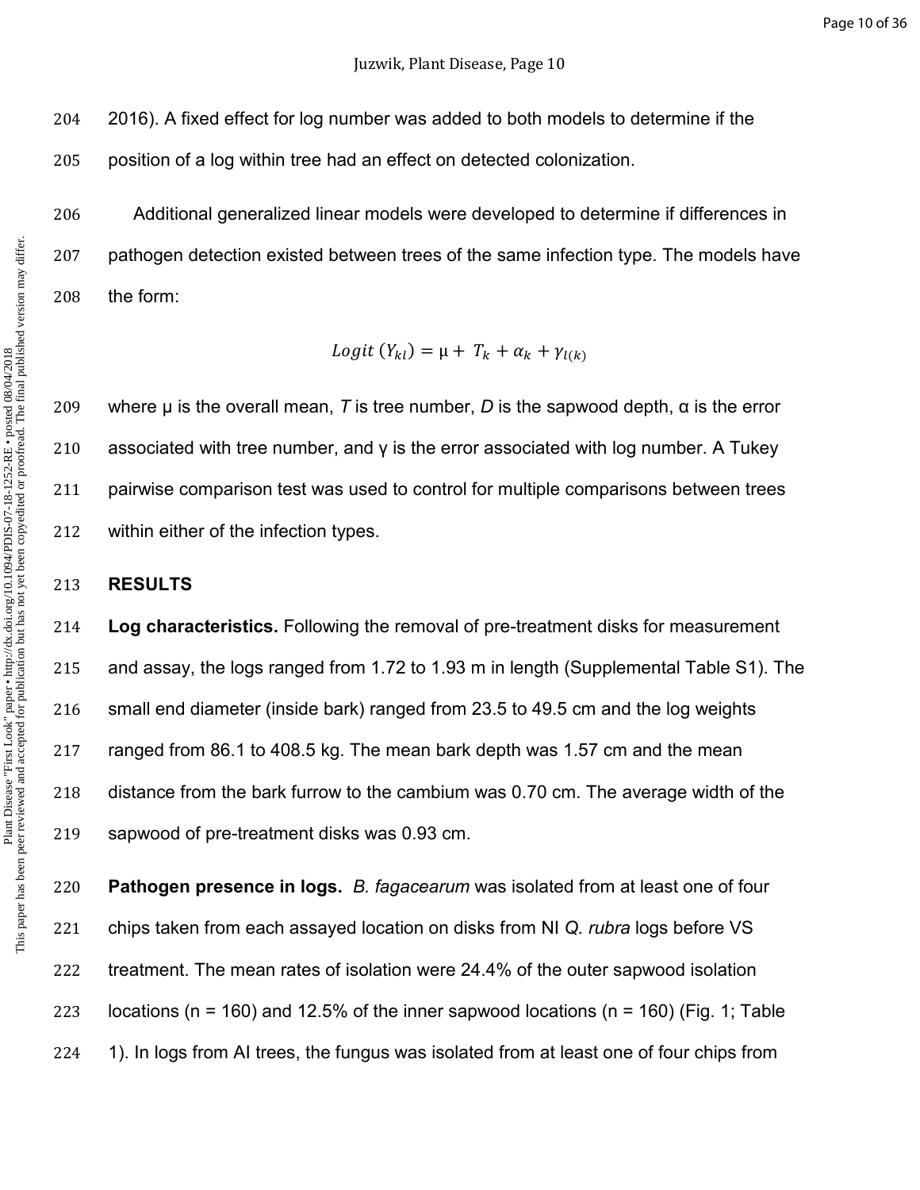2016). A fixed effect for log number was added to both models to determine if the position of a log within tree had an effect on detected colonization.

Additional generalized linear models were developed to determine if differences in pathogen detection existed between trees of the same infection type. The models have the form:

$$Logit\ (Y_{kl}) = \mu + T_k + \alpha_k + \gamma_{l(k)}$$

where μ is the overall mean, *T* is tree number, *D* is the sapwood depth, α is the error associated with tree number, and γ is the error associated with log number. A Tukey pairwise comparison test was used to control for multiple comparisons between trees within either of the infection types.

## RESULTS

**Log characteristics.** Following the removal of pre-treatment disks for measurement and assay, the logs ranged from 1.72 to 1.93 m in length (Supplemental Table S1). The small end diameter (inside bark) ranged from 23.5 to 49.5 cm and the log weights ranged from 86.1 to 408.5 kg. The mean bark depth was 1.57 cm and the mean distance from the bark furrow to the cambium was 0.70 cm. The average width of the sapwood of pre-treatment disks was 0.93 cm.

**Pathogen presence in logs.** *B. fagacearum* was isolated from at least one of four chips taken from each assayed location on disks from NI *Q. rubra* logs before VS treatment. The mean rates of isolation were 24.4% of the outer sapwood isolation locations (n = 160) and 12.5% of the inner sapwood locations (n = 160) (Fig. 1; Table 1). In logs from AI trees, the fungus was isolated from at least one of four chips from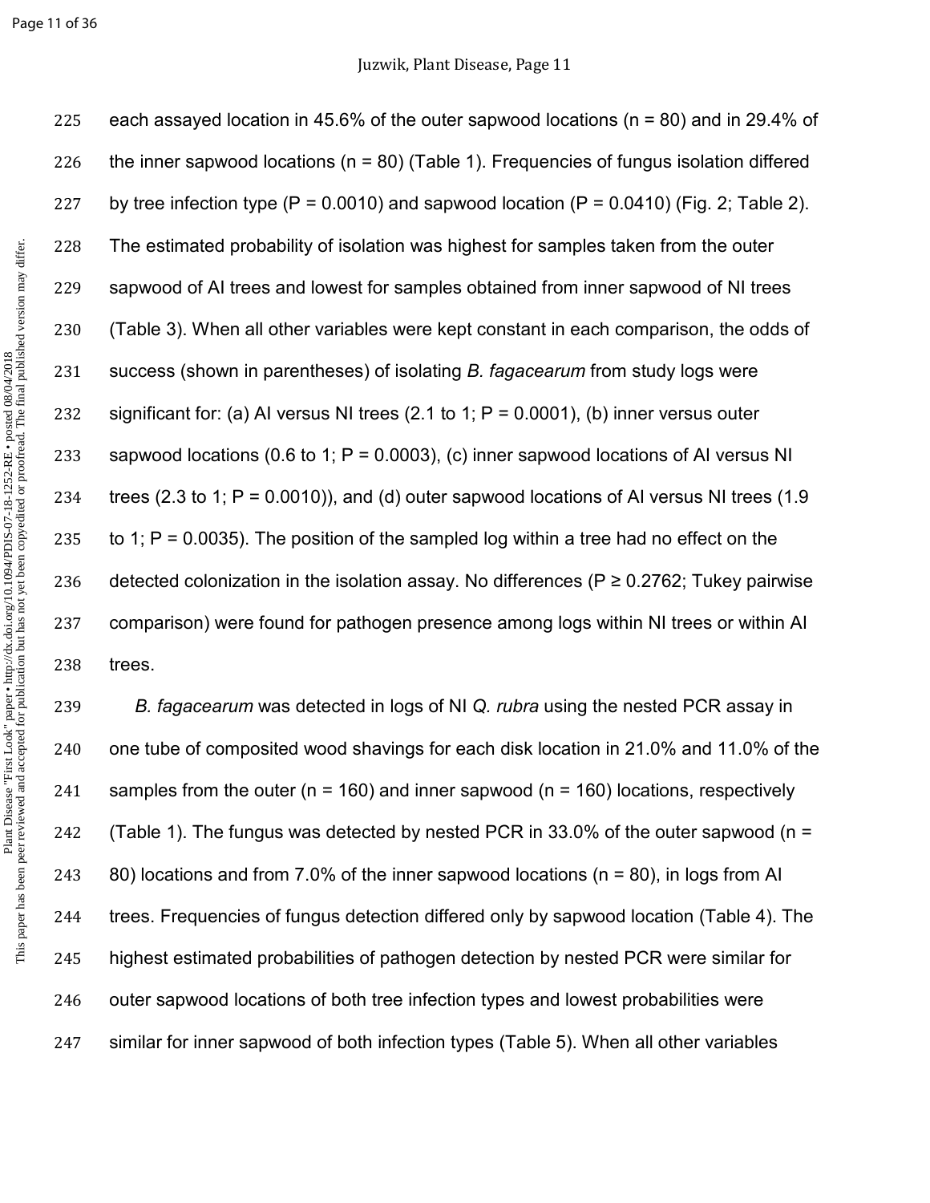each assayed location in 45.6% of the outer sapwood locations (n = 80) and in 29.4% of the inner sapwood locations (n = 80) (Table 1). Frequencies of fungus isolation differed by tree infection type (P = 0.0010) and sapwood location (P = 0.0410) (Fig. 2; Table 2). The estimated probability of isolation was highest for samples taken from the outer sapwood of AI trees and lowest for samples obtained from inner sapwood of NI trees (Table 3). When all other variables were kept constant in each comparison, the odds of success (shown in parentheses) of isolating *B. fagacearum* from study logs were significant for: (a) AI versus NI trees (2.1 to 1; P = 0.0001), (b) inner versus outer sapwood locations (0.6 to 1; P = 0.0003), (c) inner sapwood locations of AI versus NI trees (2.3 to 1; P = 0.0010)), and (d) outer sapwood locations of AI versus NI trees (1.9 to 1; P = 0.0035). The position of the sampled log within a tree had no effect on the detected colonization in the isolation assay. No differences (P ≥ 0.2762; Tukey pairwise comparison) were found for pathogen presence among logs within NI trees or within AI trees.

*B. fagacearum* was detected in logs of NI *Q. rubra* using the nested PCR assay in one tube of composited wood shavings for each disk location in 21.0% and 11.0% of the samples from the outer (n = 160) and inner sapwood (n = 160) locations, respectively (Table 1). The fungus was detected by nested PCR in 33.0% of the outer sapwood (n = 80) locations and from 7.0% of the inner sapwood locations (n = 80), in logs from AI trees. Frequencies of fungus detection differed only by sapwood location (Table 4). The highest estimated probabilities of pathogen detection by nested PCR were similar for outer sapwood locations of both tree infection types and lowest probabilities were similar for inner sapwood of both infection types (Table 5). When all other variables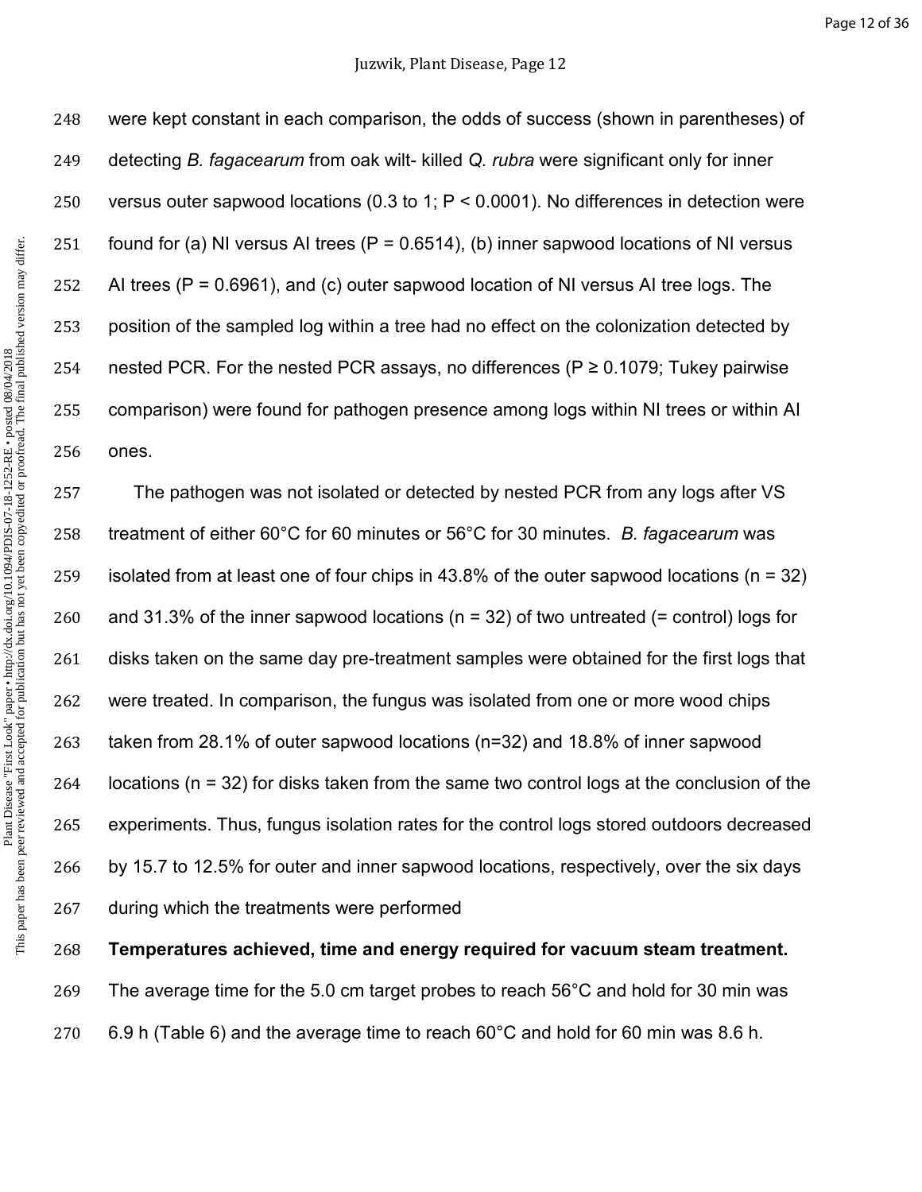were kept constant in each comparison, the odds of success (shown in parentheses) of detecting *B. fagacearum* from oak wilt- killed *Q. rubra* were significant only for inner versus outer sapwood locations (0.3 to 1; $P < 0.0001$). No differences in detection were found for (a) NI versus AI trees ($P = 0.6514$), (b) inner sapwood locations of NI versus AI trees ($P = 0.6961$), and (c) outer sapwood location of NI versus AI tree logs. The position of the sampled log within a tree had no effect on the colonization detected by nested PCR. For the nested PCR assays, no differences ($P \geq 0.1079$; Tukey pairwise comparison) were found for pathogen presence among logs within NI trees or within AI ones.

The pathogen was not isolated or detected by nested PCR from any logs after VS treatment of either 60°C for 60 minutes or 56°C for 30 minutes. *B. fagacearum* was isolated from at least one of four chips in 43.8% of the outer sapwood locations ($n = 32$) and 31.3% of the inner sapwood locations ($n = 32$) of two untreated (= control) logs for disks taken on the same day pre-treatment samples were obtained for the first logs that were treated. In comparison, the fungus was isolated from one or more wood chips taken from 28.1% of outer sapwood locations ($n=32$) and 18.8% of inner sapwood locations ($n = 32$) for disks taken from the same two control logs at the conclusion of the experiments. Thus, fungus isolation rates for the control logs stored outdoors decreased by 15.7 to 12.5% for outer and inner sapwood locations, respectively, over the six days during which the treatments were performed

**Temperatures achieved, time and energy required for vacuum steam treatment.** The average time for the 5.0 cm target probes to reach 56°C and hold for 30 min was 6.9 h (Table 6) and the average time to reach 60°C and hold for 60 min was 8.6 h.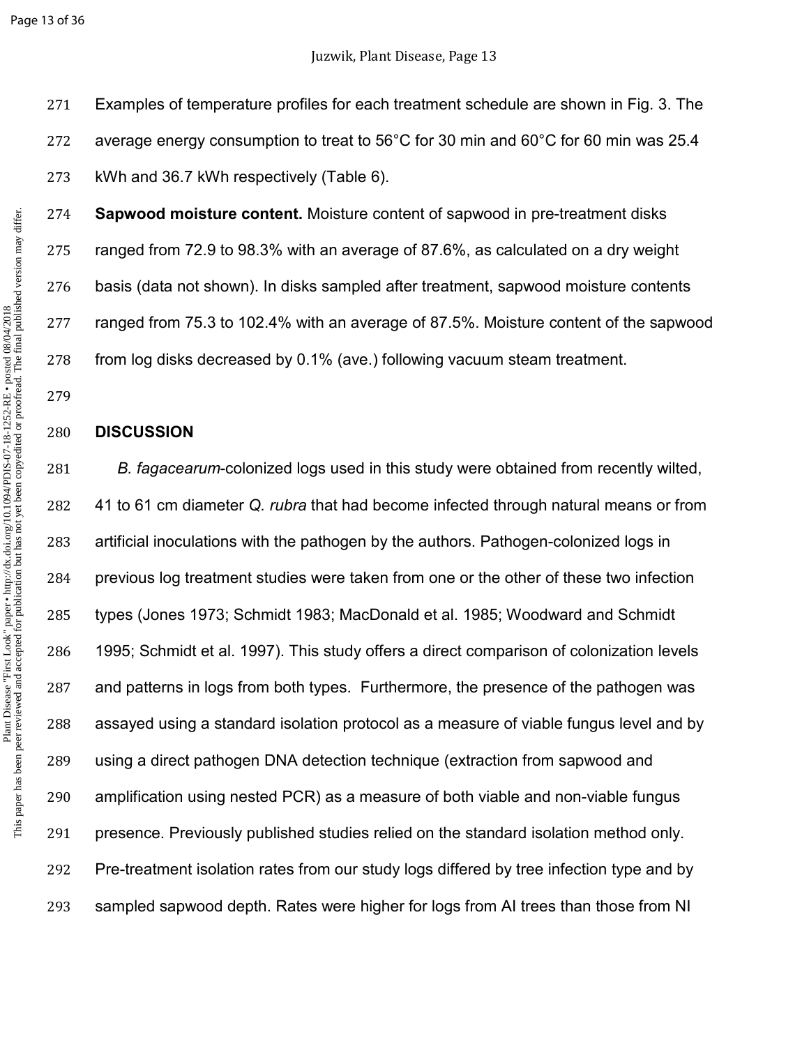Examples of temperature profiles for each treatment schedule are shown in Fig. 3. The average energy consumption to treat to 56°C for 30 min and 60°C for 60 min was 25.4 kWh and 36.7 kWh respectively (Table 6).

**Sapwood moisture content.** Moisture content of sapwood in pre-treatment disks ranged from 72.9 to 98.3% with an average of 87.6%, as calculated on a dry weight basis (data not shown). In disks sampled after treatment, sapwood moisture contents ranged from 75.3 to 102.4% with an average of 87.5%. Moisture content of the sapwood from log disks decreased by 0.1% (ave.) following vacuum steam treatment.

## DISCUSSION

*B. fagacearum*-colonized logs used in this study were obtained from recently wilted, 41 to 61 cm diameter *Q. rubra* that had become infected through natural means or from artificial inoculations with the pathogen by the authors. Pathogen-colonized logs in previous log treatment studies were taken from one or the other of these two infection types (Jones 1973; Schmidt 1983; MacDonald et al. 1985; Woodward and Schmidt 1995; Schmidt et al. 1997). This study offers a direct comparison of colonization levels and patterns in logs from both types. Furthermore, the presence of the pathogen was assayed using a standard isolation protocol as a measure of viable fungus level and by using a direct pathogen DNA detection technique (extraction from sapwood and amplification using nested PCR) as a measure of both viable and non-viable fungus presence. Previously published studies relied on the standard isolation method only. Pre-treatment isolation rates from our study logs differed by tree infection type and by sampled sapwood depth. Rates were higher for logs from AI trees than those from NI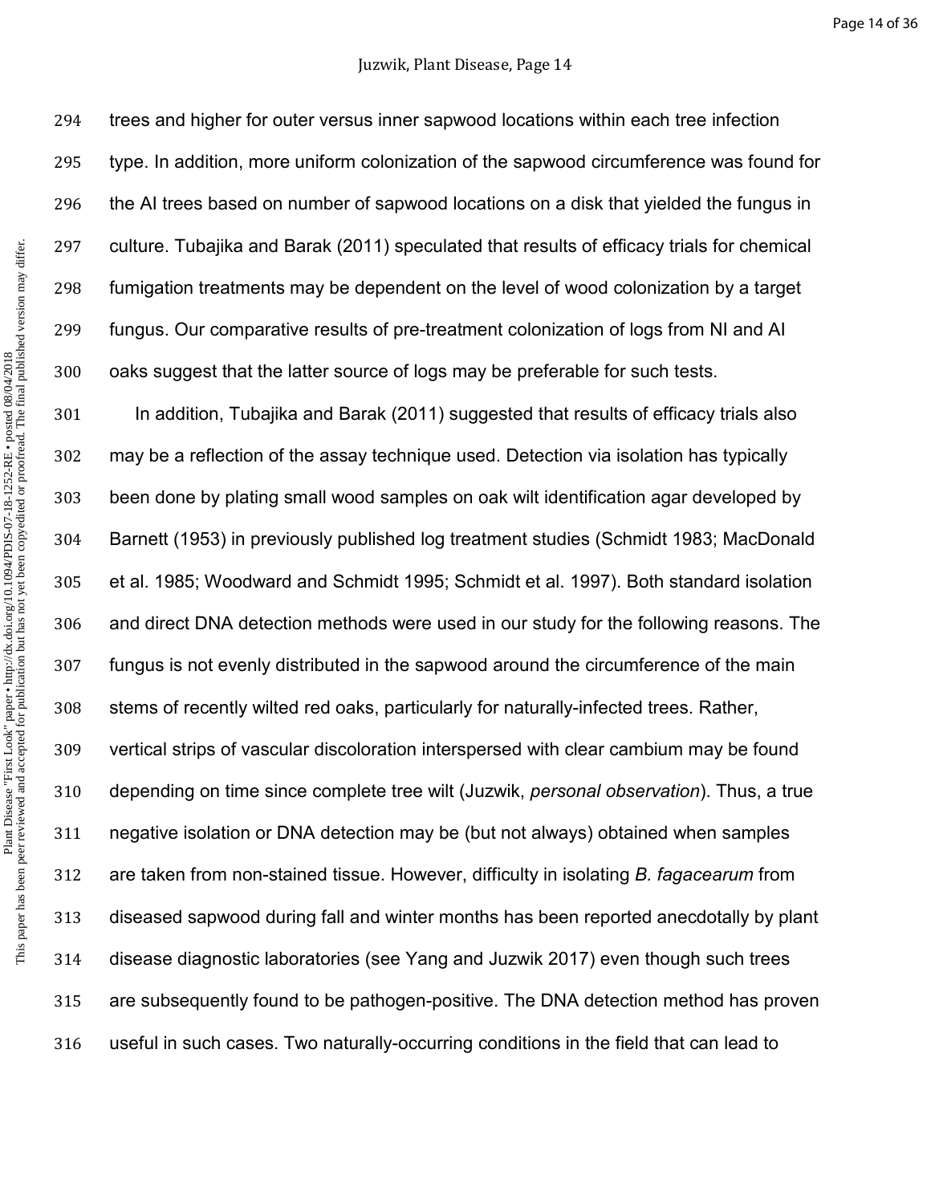trees and higher for outer versus inner sapwood locations within each tree infection type. In addition, more uniform colonization of the sapwood circumference was found for the AI trees based on number of sapwood locations on a disk that yielded the fungus in culture. Tubajika and Barak (2011) speculated that results of efficacy trials for chemical fumigation treatments may be dependent on the level of wood colonization by a target fungus. Our comparative results of pre-treatment colonization of logs from NI and AI oaks suggest that the latter source of logs may be preferable for such tests.

In addition, Tubajika and Barak (2011) suggested that results of efficacy trials also may be a reflection of the assay technique used. Detection via isolation has typically been done by plating small wood samples on oak wilt identification agar developed by Barnett (1953) in previously published log treatment studies (Schmidt 1983; MacDonald et al. 1985; Woodward and Schmidt 1995; Schmidt et al. 1997). Both standard isolation and direct DNA detection methods were used in our study for the following reasons. The fungus is not evenly distributed in the sapwood around the circumference of the main stems of recently wilted red oaks, particularly for naturally-infected trees. Rather, vertical strips of vascular discoloration interspersed with clear cambium may be found depending on time since complete tree wilt (Juzwik, *personal observation*). Thus, a true negative isolation or DNA detection may be (but not always) obtained when samples are taken from non-stained tissue. However, difficulty in isolating *B. fagacearum* from diseased sapwood during fall and winter months has been reported anecdotally by plant disease diagnostic laboratories (see Yang and Juzwik 2017) even though such trees are subsequently found to be pathogen-positive. The DNA detection method has proven useful in such cases. Two naturally-occurring conditions in the field that can lead to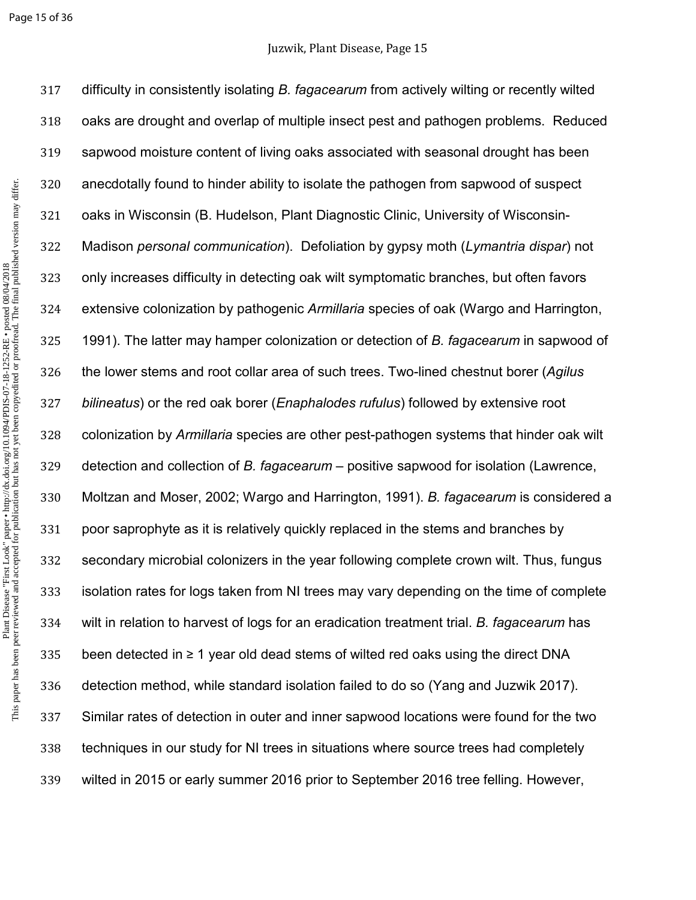difficulty in consistently isolating *B. fagacearum* from actively wilting or recently wilted oaks are drought and overlap of multiple insect pest and pathogen problems. Reduced sapwood moisture content of living oaks associated with seasonal drought has been anecdotally found to hinder ability to isolate the pathogen from sapwood of suspect oaks in Wisconsin (B. Hudelson, Plant Diagnostic Clinic, University of Wisconsin-Madison *personal communication*). Defoliation by gypsy moth (*Lymantria dispar*) not only increases difficulty in detecting oak wilt symptomatic branches, but often favors extensive colonization by pathogenic *Armillaria* species of oak (Wargo and Harrington, 1991). The latter may hamper colonization or detection of *B. fagacearum* in sapwood of the lower stems and root collar area of such trees. Two-lined chestnut borer (*Agilus bilineatus*) or the red oak borer (*Enaphalodes rufulus*) followed by extensive root colonization by *Armillaria* species are other pest-pathogen systems that hinder oak wilt detection and collection of *B. fagacearum* – positive sapwood for isolation (Lawrence, Moltzan and Moser, 2002; Wargo and Harrington, 1991). *B. fagacearum* is considered a poor saprophyte as it is relatively quickly replaced in the stems and branches by secondary microbial colonizers in the year following complete crown wilt. Thus, fungus isolation rates for logs taken from NI trees may vary depending on the time of complete wilt in relation to harvest of logs for an eradication treatment trial. *B. fagacearum* has been detected in ≥ 1 year old dead stems of wilted red oaks using the direct DNA detection method, while standard isolation failed to do so (Yang and Juzwik 2017). Similar rates of detection in outer and inner sapwood locations were found for the two techniques in our study for NI trees in situations where source trees had completely wilted in 2015 or early summer 2016 prior to September 2016 tree felling. However,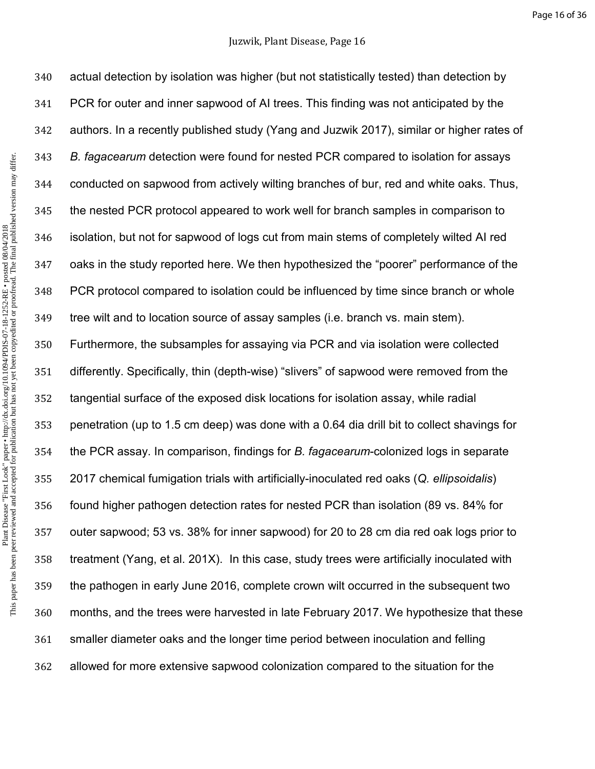actual detection by isolation was higher (but not statistically tested) than detection by PCR for outer and inner sapwood of AI trees. This finding was not anticipated by the authors. In a recently published study (Yang and Juzwik 2017), similar or higher rates of *B. fagacearum* detection were found for nested PCR compared to isolation for assays conducted on sapwood from actively wilting branches of bur, red and white oaks. Thus, the nested PCR protocol appeared to work well for branch samples in comparison to isolation, but not for sapwood of logs cut from main stems of completely wilted AI red oaks in the study reported here. We then hypothesized the "poorer" performance of the PCR protocol compared to isolation could be influenced by time since branch or whole tree wilt and to location source of assay samples (i.e. branch vs. main stem). Furthermore, the subsamples for assaying via PCR and via isolation were collected differently. Specifically, thin (depth-wise) "slivers" of sapwood were removed from the tangential surface of the exposed disk locations for isolation assay, while radial penetration (up to 1.5 cm deep) was done with a 0.64 dia drill bit to collect shavings for the PCR assay. In comparison, findings for *B. fagacearum*-colonized logs in separate 2017 chemical fumigation trials with artificially-inoculated red oaks (*Q. ellipsoidalis*) found higher pathogen detection rates for nested PCR than isolation (89 vs. 84% for outer sapwood; 53 vs. 38% for inner sapwood) for 20 to 28 cm dia red oak logs prior to treatment (Yang, et al. 201X). In this case, study trees were artificially inoculated with the pathogen in early June 2016, complete crown wilt occurred in the subsequent two months, and the trees were harvested in late February 2017. We hypothesize that these smaller diameter oaks and the longer time period between inoculation and felling allowed for more extensive sapwood colonization compared to the situation for the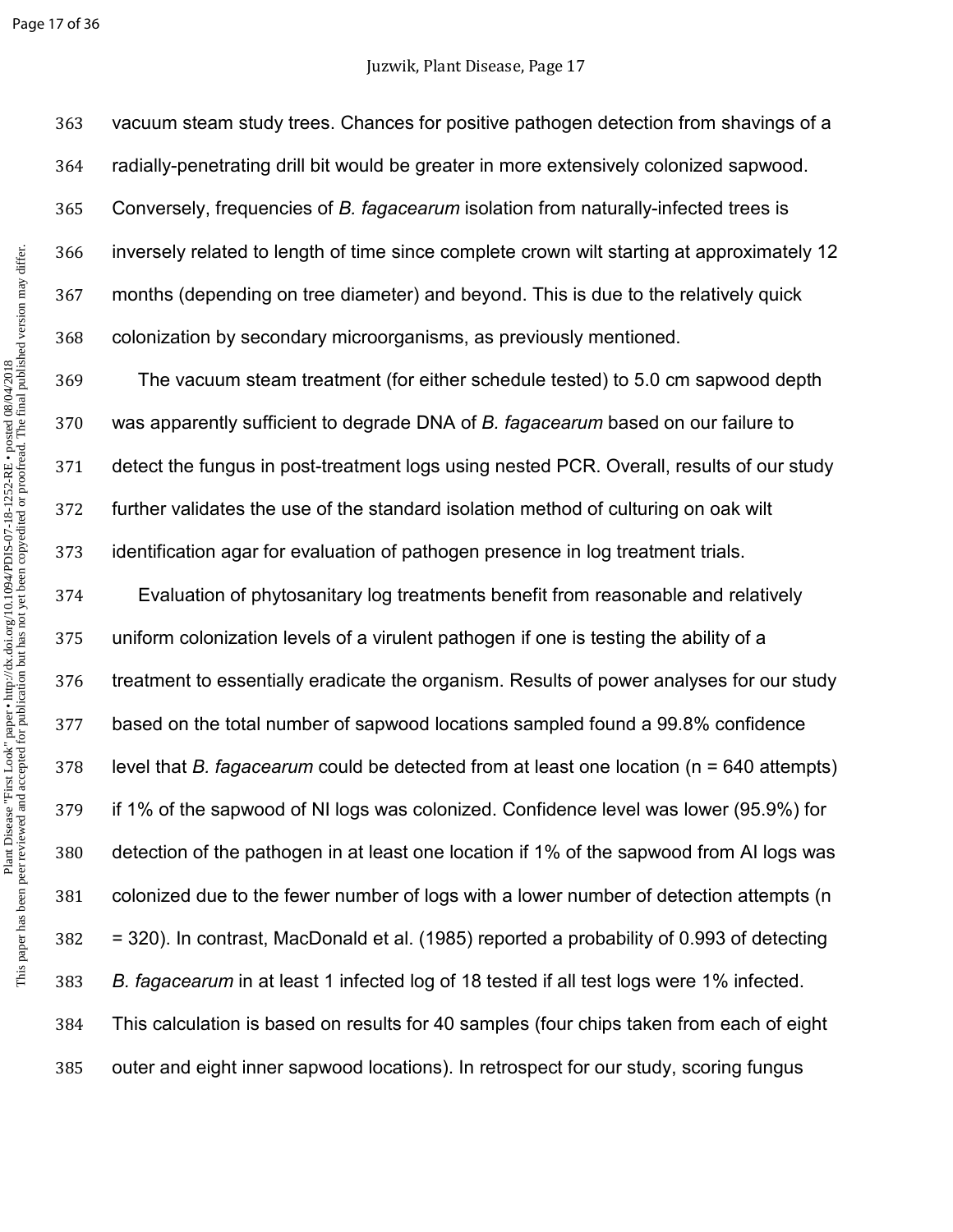vacuum steam study trees. Chances for positive pathogen detection from shavings of a radially-penetrating drill bit would be greater in more extensively colonized sapwood. Conversely, frequencies of *B. fagacearum* isolation from naturally-infected trees is inversely related to length of time since complete crown wilt starting at approximately 12 months (depending on tree diameter) and beyond. This is due to the relatively quick colonization by secondary microorganisms, as previously mentioned.

The vacuum steam treatment (for either schedule tested) to 5.0 cm sapwood depth was apparently sufficient to degrade DNA of *B. fagacearum* based on our failure to detect the fungus in post-treatment logs using nested PCR. Overall, results of our study further validates the use of the standard isolation method of culturing on oak wilt identification agar for evaluation of pathogen presence in log treatment trials.

Evaluation of phytosanitary log treatments benefit from reasonable and relatively uniform colonization levels of a virulent pathogen if one is testing the ability of a treatment to essentially eradicate the organism. Results of power analyses for our study based on the total number of sapwood locations sampled found a 99.8% confidence level that *B. fagacearum* could be detected from at least one location (n = 640 attempts) if 1% of the sapwood of NI logs was colonized. Confidence level was lower (95.9%) for detection of the pathogen in at least one location if 1% of the sapwood from AI logs was colonized due to the fewer number of logs with a lower number of detection attempts (n = 320). In contrast, MacDonald et al. (1985) reported a probability of 0.993 of detecting *B. fagacearum* in at least 1 infected log of 18 tested if all test logs were 1% infected. This calculation is based on results for 40 samples (four chips taken from each of eight outer and eight inner sapwood locations). In retrospect for our study, scoring fungus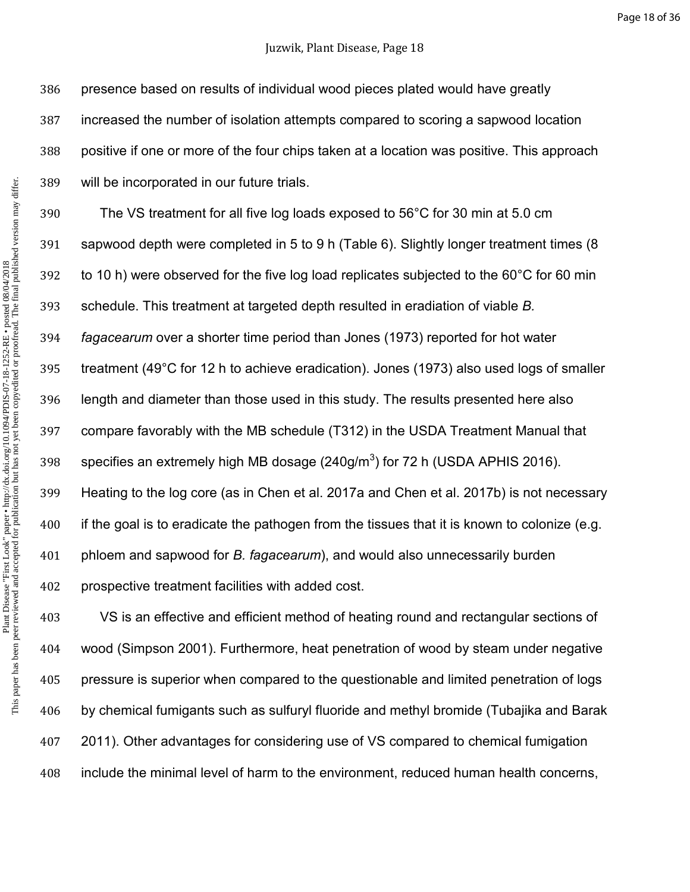presence based on results of individual wood pieces plated would have greatly increased the number of isolation attempts compared to scoring a sapwood location positive if one or more of the four chips taken at a location was positive. This approach will be incorporated in our future trials.

The VS treatment for all five log loads exposed to 56°C for 30 min at 5.0 cm sapwood depth were completed in 5 to 9 h (Table 6). Slightly longer treatment times (8 to 10 h) were observed for the five log load replicates subjected to the 60°C for 60 min schedule. This treatment at targeted depth resulted in eradiation of viable *B. fagacearum* over a shorter time period than Jones (1973) reported for hot water treatment (49°C for 12 h to achieve eradication). Jones (1973) also used logs of smaller length and diameter than those used in this study. The results presented here also compare favorably with the MB schedule (T312) in the USDA Treatment Manual that specifies an extremely high MB dosage (240g/m$^3$) for 72 h (USDA APHIS 2016). Heating to the log core (as in Chen et al. 2017a and Chen et al. 2017b) is not necessary if the goal is to eradicate the pathogen from the tissues that it is known to colonize (e.g. phloem and sapwood for *B. fagacearum*), and would also unnecessarily burden prospective treatment facilities with added cost.

VS is an effective and efficient method of heating round and rectangular sections of wood (Simpson 2001). Furthermore, heat penetration of wood by steam under negative pressure is superior when compared to the questionable and limited penetration of logs by chemical fumigants such as sulfuryl fluoride and methyl bromide (Tubajika and Barak 2011). Other advantages for considering use of VS compared to chemical fumigation include the minimal level of harm to the environment, reduced human health concerns,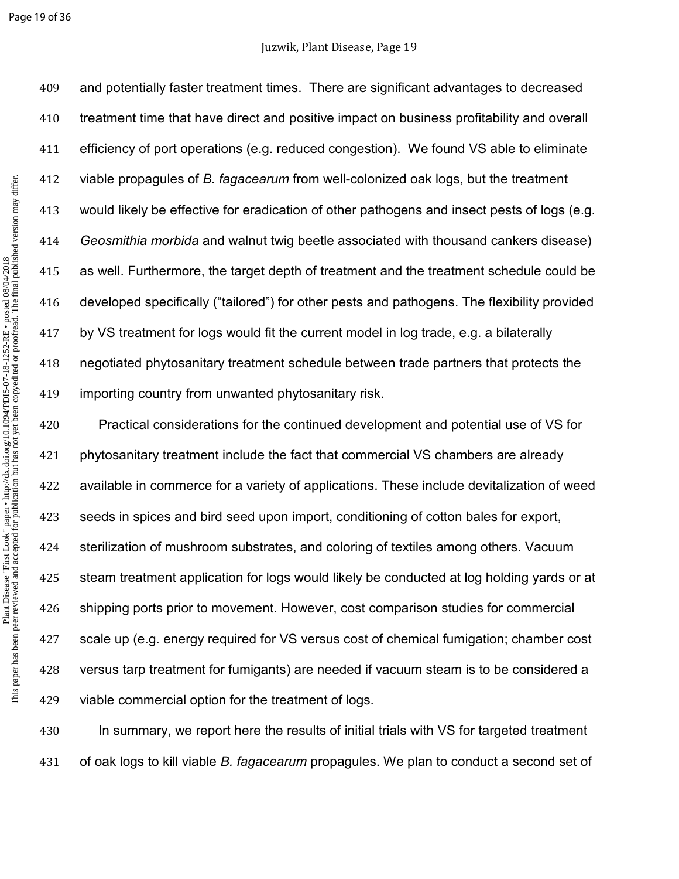and potentially faster treatment times. There are significant advantages to decreased treatment time that have direct and positive impact on business profitability and overall efficiency of port operations (e.g. reduced congestion). We found VS able to eliminate viable propagules of *B. fagacearum* from well-colonized oak logs, but the treatment would likely be effective for eradication of other pathogens and insect pests of logs (e.g. *Geosmithia morbida* and walnut twig beetle associated with thousand cankers disease) as well. Furthermore, the target depth of treatment and the treatment schedule could be developed specifically ("tailored") for other pests and pathogens. The flexibility provided by VS treatment for logs would fit the current model in log trade, e.g. a bilaterally negotiated phytosanitary treatment schedule between trade partners that protects the importing country from unwanted phytosanitary risk.

Practical considerations for the continued development and potential use of VS for phytosanitary treatment include the fact that commercial VS chambers are already available in commerce for a variety of applications. These include devitalization of weed seeds in spices and bird seed upon import, conditioning of cotton bales for export, sterilization of mushroom substrates, and coloring of textiles among others. Vacuum steam treatment application for logs would likely be conducted at log holding yards or at shipping ports prior to movement. However, cost comparison studies for commercial scale up (e.g. energy required for VS versus cost of chemical fumigation; chamber cost versus tarp treatment for fumigants) are needed if vacuum steam is to be considered a viable commercial option for the treatment of logs.

In summary, we report here the results of initial trials with VS for targeted treatment of oak logs to kill viable *B. fagacearum* propagules. We plan to conduct a second set of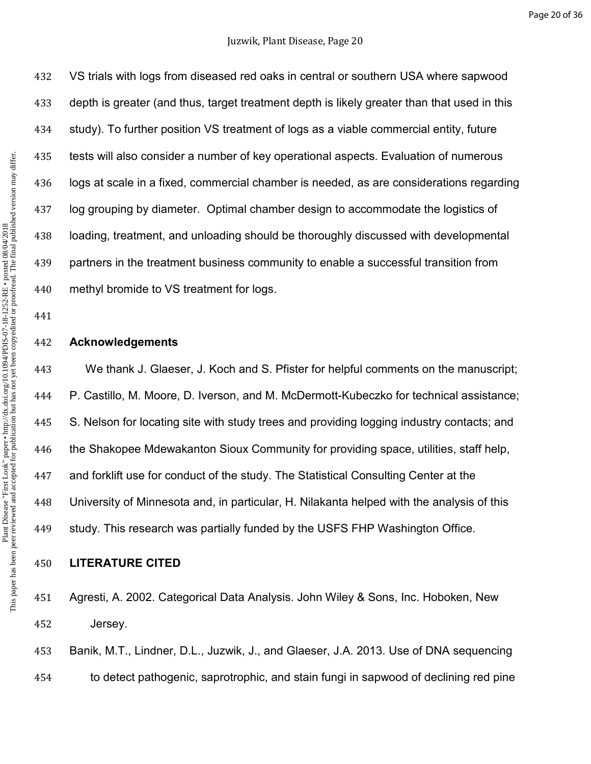VS trials with logs from diseased red oaks in central or southern USA where sapwood depth is greater (and thus, target treatment depth is likely greater than that used in this study). To further position VS treatment of logs as a viable commercial entity, future tests will also consider a number of key operational aspects. Evaluation of numerous logs at scale in a fixed, commercial chamber is needed, as are considerations regarding log grouping by diameter. Optimal chamber design to accommodate the logistics of loading, treatment, and unloading should be thoroughly discussed with developmental partners in the treatment business community to enable a successful transition from methyl bromide to VS treatment for logs.

## Acknowledgements

We thank J. Glaeser, J. Koch and S. Pfister for helpful comments on the manuscript; P. Castillo, M. Moore, D. Iverson, and M. McDermott-Kubeczko for technical assistance; S. Nelson for locating site with study trees and providing logging industry contacts; and the Shakopee Mdewakanton Sioux Community for providing space, utilities, staff help, and forklift use for conduct of the study. The Statistical Consulting Center at the University of Minnesota and, in particular, H. Nilakanta helped with the analysis of this study. This research was partially funded by the USFS FHP Washington Office.

## LITERATURE CITED

Agresti, A. 2002. Categorical Data Analysis. John Wiley & Sons, Inc. Hoboken, New Jersey.

Banik, M.T., Lindner, D.L., Juzwik, J., and Glaeser, J.A. 2013. Use of DNA sequencing to detect pathogenic, saprotrophic, and stain fungi in sapwood of declining red pine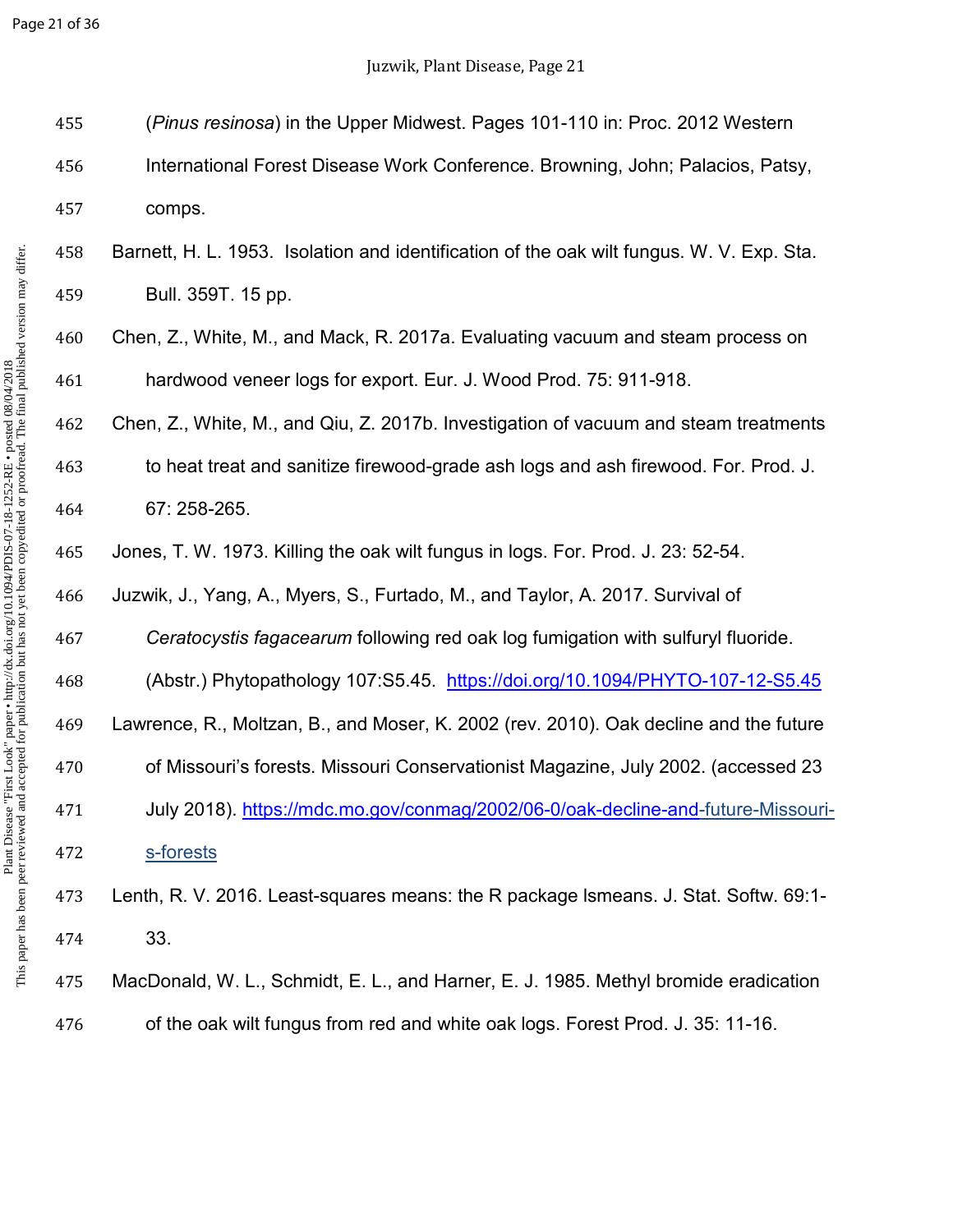(*Pinus resinosa*) in the Upper Midwest. Pages 101-110 in: Proc. 2012 Western International Forest Disease Work Conference. Browning, John; Palacios, Patsy, comps.

Barnett, H. L. 1953. Isolation and identification of the oak wilt fungus. W. V. Exp. Sta. Bull. 359T. 15 pp.

Chen, Z., White, M., and Mack, R. 2017a. Evaluating vacuum and steam process on hardwood veneer logs for export. Eur. J. Wood Prod. 75: 911-918.

Chen, Z., White, M., and Qiu, Z. 2017b. Investigation of vacuum and steam treatments to heat treat and sanitize firewood-grade ash logs and ash firewood. For. Prod. J. 67: 258-265.

Jones, T. W. 1973. Killing the oak wilt fungus in logs. For. Prod. J. 23: 52-54.

Juzwik, J., Yang, A., Myers, S., Furtado, M., and Taylor, A. 2017. Survival of *Ceratocystis fagacearum* following red oak log fumigation with sulfuryl fluoride. (Abstr.) Phytopathology 107:S5.45. https://doi.org/10.1094/PHYTO-107-12-S5.45

Lawrence, R., Moltzan, B., and Moser, K. 2002 (rev. 2010). Oak decline and the future of Missouri's forests. Missouri Conservationist Magazine, July 2002. (accessed 23 July 2018). https://mdc.mo.gov/conmag/2002/06-0/oak-decline-and-future-Missouri-s-forests

Lenth, R. V. 2016. Least-squares means: the R package lsmeans. J. Stat. Softw. 69:1-33.

MacDonald, W. L., Schmidt, E. L., and Harner, E. J. 1985. Methyl bromide eradication of the oak wilt fungus from red and white oak logs. Forest Prod. J. 35: 11-16.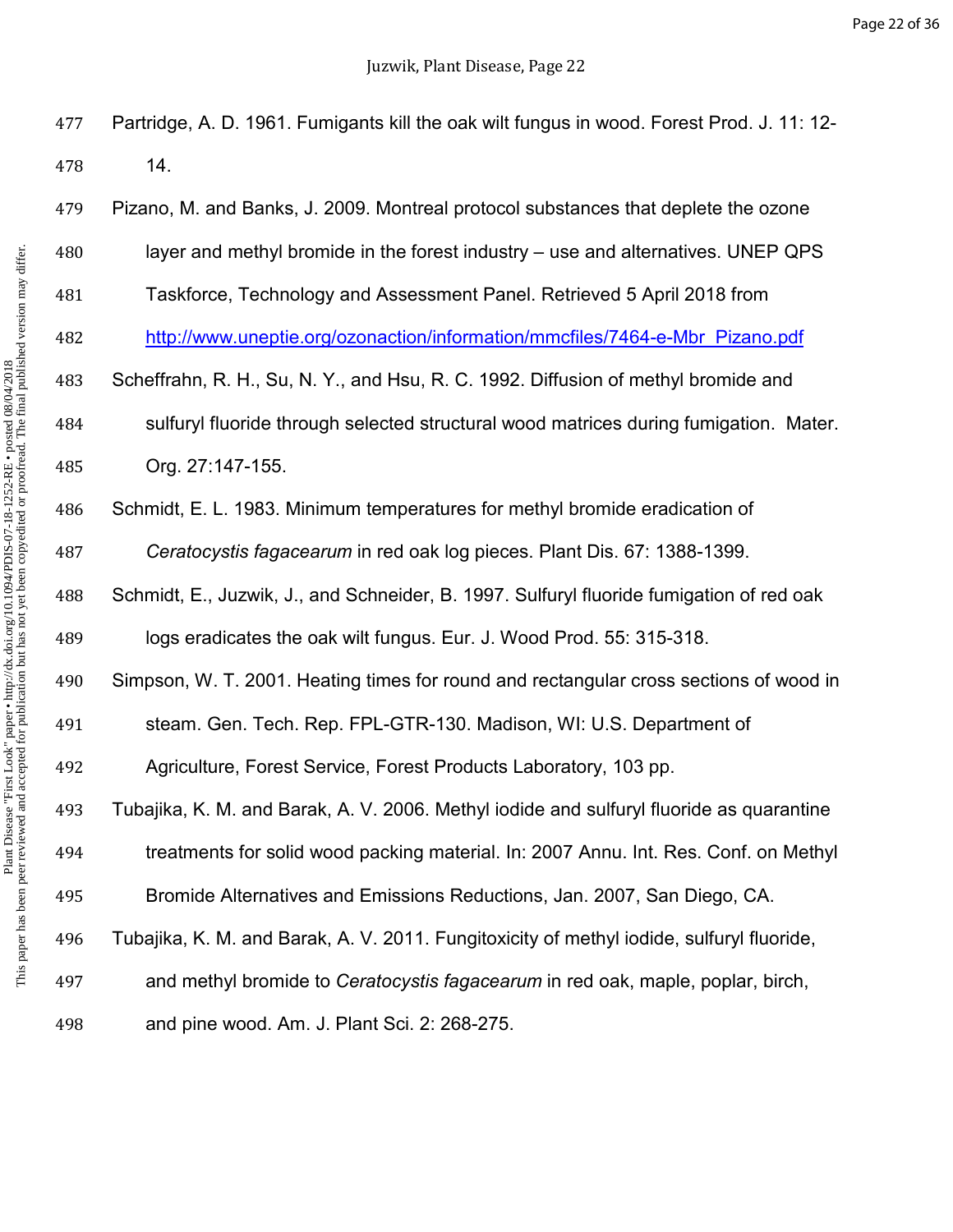Partridge, A. D. 1961. Fumigants kill the oak wilt fungus in wood. Forest Prod. J. 11: 12-14.

Pizano, M. and Banks, J. 2009. Montreal protocol substances that deplete the ozone layer and methyl bromide in the forest industry – use and alternatives. UNEP QPS Taskforce, Technology and Assessment Panel. Retrieved 5 April 2018 from http://www.uneptie.org/ozonaction/information/mmcfiles/7464-e-Mbr_Pizano.pdf

Scheffrahn, R. H., Su, N. Y., and Hsu, R. C. 1992. Diffusion of methyl bromide and sulfuryl fluoride through selected structural wood matrices during fumigation. Mater. Org. 27:147-155.

Schmidt, E. L. 1983. Minimum temperatures for methyl bromide eradication of *Ceratocystis fagacearum* in red oak log pieces. Plant Dis. 67: 1388-1399.

Schmidt, E., Juzwik, J., and Schneider, B. 1997. Sulfuryl fluoride fumigation of red oak logs eradicates the oak wilt fungus. Eur. J. Wood Prod. 55: 315-318.

Simpson, W. T. 2001. Heating times for round and rectangular cross sections of wood in steam. Gen. Tech. Rep. FPL-GTR-130. Madison, WI: U.S. Department of Agriculture, Forest Service, Forest Products Laboratory, 103 pp.

Tubajika, K. M. and Barak, A. V. 2006. Methyl iodide and sulfuryl fluoride as quarantine treatments for solid wood packing material. In: 2007 Annu. Int. Res. Conf. on Methyl Bromide Alternatives and Emissions Reductions, Jan. 2007, San Diego, CA.

Tubajika, K. M. and Barak, A. V. 2011. Fungitoxicity of methyl iodide, sulfuryl fluoride, and methyl bromide to *Ceratocystis fagacearum* in red oak, maple, poplar, birch, and pine wood. Am. J. Plant Sci. 2: 268-275.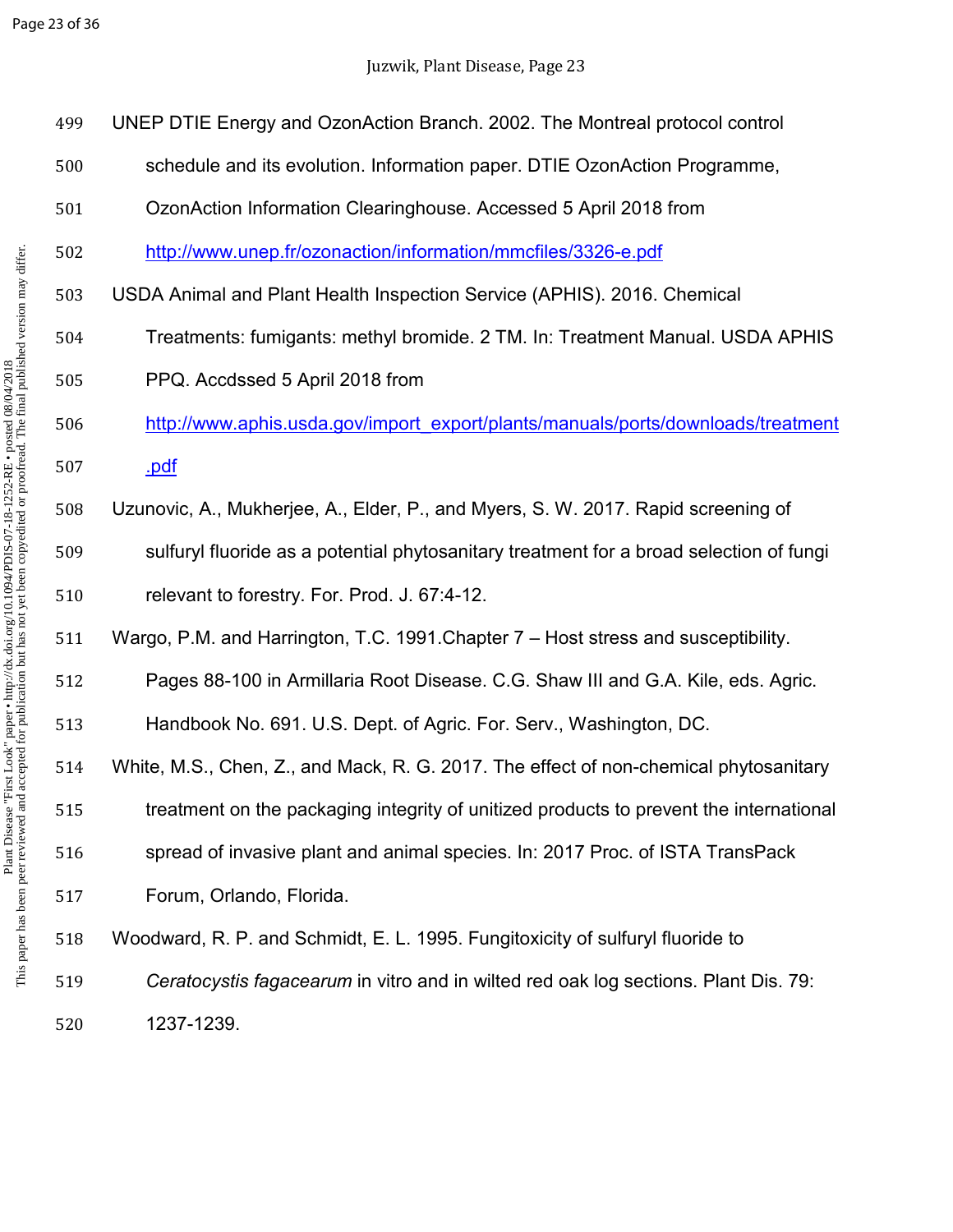UNEP DTIE Energy and OzonAction Branch. 2002. The Montreal protocol control schedule and its evolution. Information paper. DTIE OzonAction Programme, OzonAction Information Clearinghouse. Accessed 5 April 2018 from http://www.unep.fr/ozonaction/information/mmcfiles/3326-e.pdf

USDA Animal and Plant Health Inspection Service (APHIS). 2016. Chemical Treatments: fumigants: methyl bromide. 2 TM. In: Treatment Manual. USDA APHIS PPQ. Accdssed 5 April 2018 from http://www.aphis.usda.gov/import_export/plants/manuals/ports/downloads/treatment.pdf

Uzunovic, A., Mukherjee, A., Elder, P., and Myers, S. W. 2017. Rapid screening of sulfuryl fluoride as a potential phytosanitary treatment for a broad selection of fungi relevant to forestry. For. Prod. J. 67:4-12.

Wargo, P.M. and Harrington, T.C. 1991.Chapter 7 – Host stress and susceptibility. Pages 88-100 in Armillaria Root Disease. C.G. Shaw III and G.A. Kile, eds. Agric. Handbook No. 691. U.S. Dept. of Agric. For. Serv., Washington, DC.

White, M.S., Chen, Z., and Mack, R. G. 2017. The effect of non-chemical phytosanitary treatment on the packaging integrity of unitized products to prevent the international spread of invasive plant and animal species. In: 2017 Proc. of ISTA TransPack Forum, Orlando, Florida.

Woodward, R. P. and Schmidt, E. L. 1995. Fungitoxicity of sulfuryl fluoride to *Ceratocystis fagacearum* in vitro and in wilted red oak log sections. Plant Dis. 79: 1237-1239.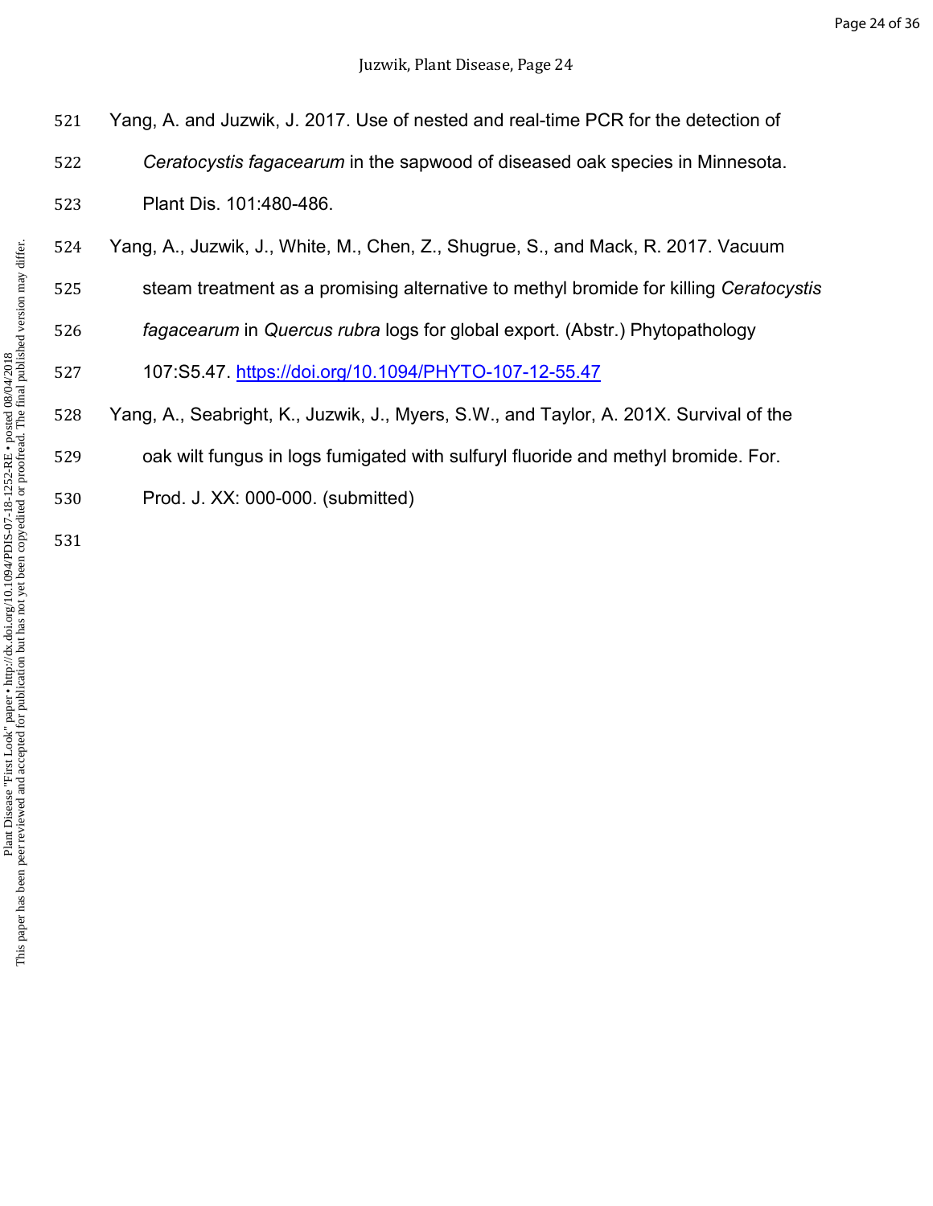Yang, A. and Juzwik, J. 2017. Use of nested and real-time PCR for the detection of *Ceratocystis fagacearum* in the sapwood of diseased oak species in Minnesota. Plant Dis. 101:480-486.

Yang, A., Juzwik, J., White, M., Chen, Z., Shugrue, S., and Mack, R. 2017. Vacuum steam treatment as a promising alternative to methyl bromide for killing *Ceratocystis fagacearum* in *Quercus rubra* logs for global export. (Abstr.) Phytopathology 107:S5.47. https://doi.org/10.1094/PHYTO-107-12-55.47

Yang, A., Seabright, K., Juzwik, J., Myers, S.W., and Taylor, A. 201X. Survival of the oak wilt fungus in logs fumigated with sulfuryl fluoride and methyl bromide. For. Prod. J. XX: 000-000. (submitted)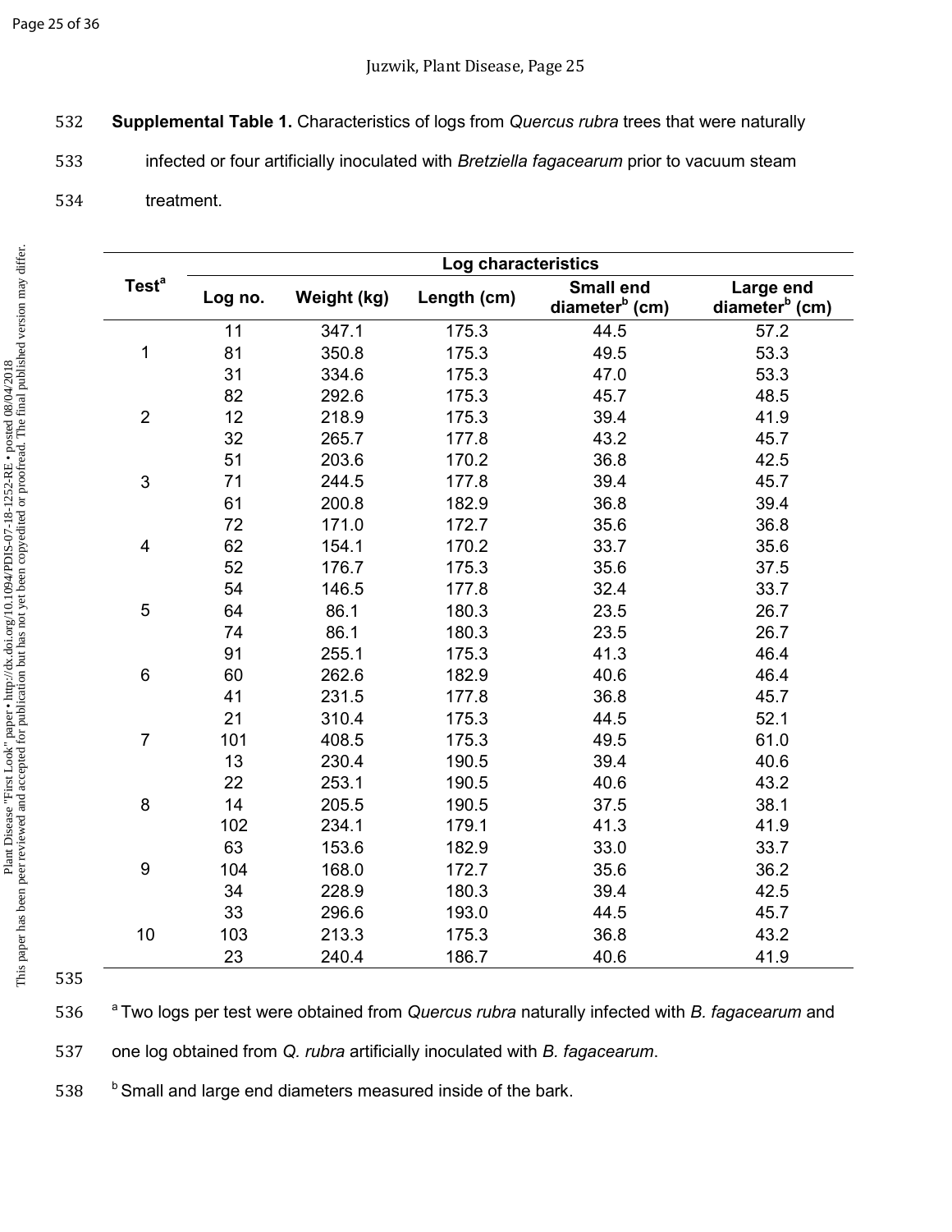**Supplemental Table 1.** Characteristics of logs from *Quercus rubra* trees that were naturally infected or four artificially inoculated with *Bretziella fagacearum* prior to vacuum steam treatment.

| Test[a] | Log characteristics | | | | |
|---|---|---|---|---|---|
| | Log no. | Weight (kg) | Length (cm) | Small end diameter[b] (cm) | Large end diameter[b] (cm) |
| | 11 | 347.1 | 175.3 | 44.5 | 57.2 |
| 1 | 81 | 350.8 | 175.3 | 49.5 | 53.3 |
| | 31 | 334.6 | 175.3 | 47.0 | 53.3 |
| | 82 | 292.6 | 175.3 | 45.7 | 48.5 |
| 2 | 12 | 218.9 | 175.3 | 39.4 | 41.9 |
| | 32 | 265.7 | 177.8 | 43.2 | 45.7 |
| | 51 | 203.6 | 170.2 | 36.8 | 42.5 |
| 3 | 71 | 244.5 | 177.8 | 39.4 | 45.7 |
| | 61 | 200.8 | 182.9 | 36.8 | 39.4 |
| | 72 | 171.0 | 172.7 | 35.6 | 36.8 |
| 4 | 62 | 154.1 | 170.2 | 33.7 | 35.6 |
| | 52 | 176.7 | 175.3 | 35.6 | 37.5 |
| | 54 | 146.5 | 177.8 | 32.4 | 33.7 |
| 5 | 64 | 86.1 | 180.3 | 23.5 | 26.7 |
| | 74 | 86.1 | 180.3 | 23.5 | 26.7 |
| | 91 | 255.1 | 175.3 | 41.3 | 46.4 |
| 6 | 60 | 262.6 | 182.9 | 40.6 | 46.4 |
| | 41 | 231.5 | 177.8 | 36.8 | 45.7 |
| | 21 | 310.4 | 175.3 | 44.5 | 52.1 |
| 7 | 101 | 408.5 | 175.3 | 49.5 | 61.0 |
| | 13 | 230.4 | 190.5 | 39.4 | 40.6 |
| | 22 | 253.1 | 190.5 | 40.6 | 43.2 |
| 8 | 14 | 205.5 | 190.5 | 37.5 | 38.1 |
| | 102 | 234.1 | 179.1 | 41.3 | 41.9 |
| | 63 | 153.6 | 182.9 | 33.0 | 33.7 |
| 9 | 104 | 168.0 | 172.7 | 35.6 | 36.2 |
| | 34 | 228.9 | 180.3 | 39.4 | 42.5 |
| | 33 | 296.6 | 193.0 | 44.5 | 45.7 |
| 10 | 103 | 213.3 | 175.3 | 36.8 | 43.2 |
| | 23 | 240.4 | 186.7 | 40.6 | 41.9 |

[a] Two logs per test were obtained from *Quercus rubra* naturally infected with *B. fagacearum* and one log obtained from *Q. rubra* artificially inoculated with *B. fagacearum*.

[b] Small and large end diameters measured inside of the bark.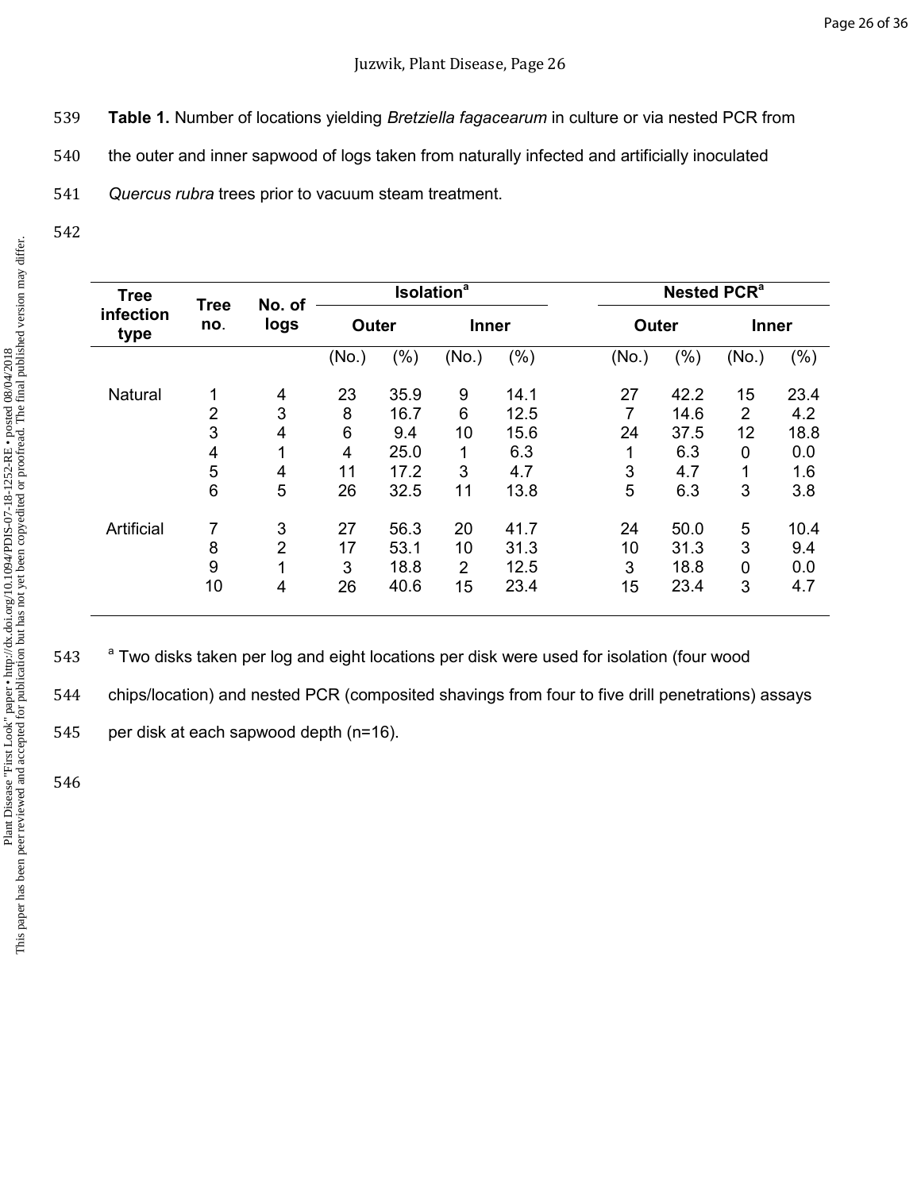**Table 1.** Number of locations yielding *Bretziella fagacearum* in culture or via nested PCR from the outer and inner sapwood of logs taken from naturally infected and artificially inoculated *Quercus rubra* trees prior to vacuum steam treatment.

| Tree infection type | Tree no. | No. of logs | Isolation[a] | | | | Nested PCR[a] | | | |
|---|---|---|---|---|---|---|---|---|---|---|
| | | | Outer | | Inner | | Outer | | Inner | |
| | | | (No.) | (%) | (No.) | (%) | (No.) | (%) | (No.) | (%) |
| Natural | 1 | 4 | 23 | 35.9 | 9 | 14.1 | 27 | 42.2 | 15 | 23.4 |
| | 2 | 3 | 8 | 16.7 | 6 | 12.5 | 7 | 14.6 | 2 | 4.2 |
| | 3 | 4 | 6 | 9.4 | 10 | 15.6 | 24 | 37.5 | 12 | 18.8 |
| | 4 | 1 | 4 | 25.0 | 1 | 6.3 | 1 | 6.3 | 0 | 0.0 |
| | 5 | 4 | 11 | 17.2 | 3 | 4.7 | 3 | 4.7 | 1 | 1.6 |
| | 6 | 5 | 26 | 32.5 | 11 | 13.8 | 5 | 6.3 | 3 | 3.8 |
| Artificial | 7 | 3 | 27 | 56.3 | 20 | 41.7 | 24 | 50.0 | 5 | 10.4 |
| | 8 | 2 | 17 | 53.1 | 10 | 31.3 | 10 | 31.3 | 3 | 9.4 |
| | 9 | 1 | 3 | 18.8 | 2 | 12.5 | 3 | 18.8 | 0 | 0.0 |
| | 10 | 4 | 26 | 40.6 | 15 | 23.4 | 15 | 23.4 | 3 | 4.7 |

[a] Two disks taken per log and eight locations per disk were used for isolation (four wood chips/location) and nested PCR (composited shavings from four to five drill penetrations) assays per disk at each sapwood depth (n=16).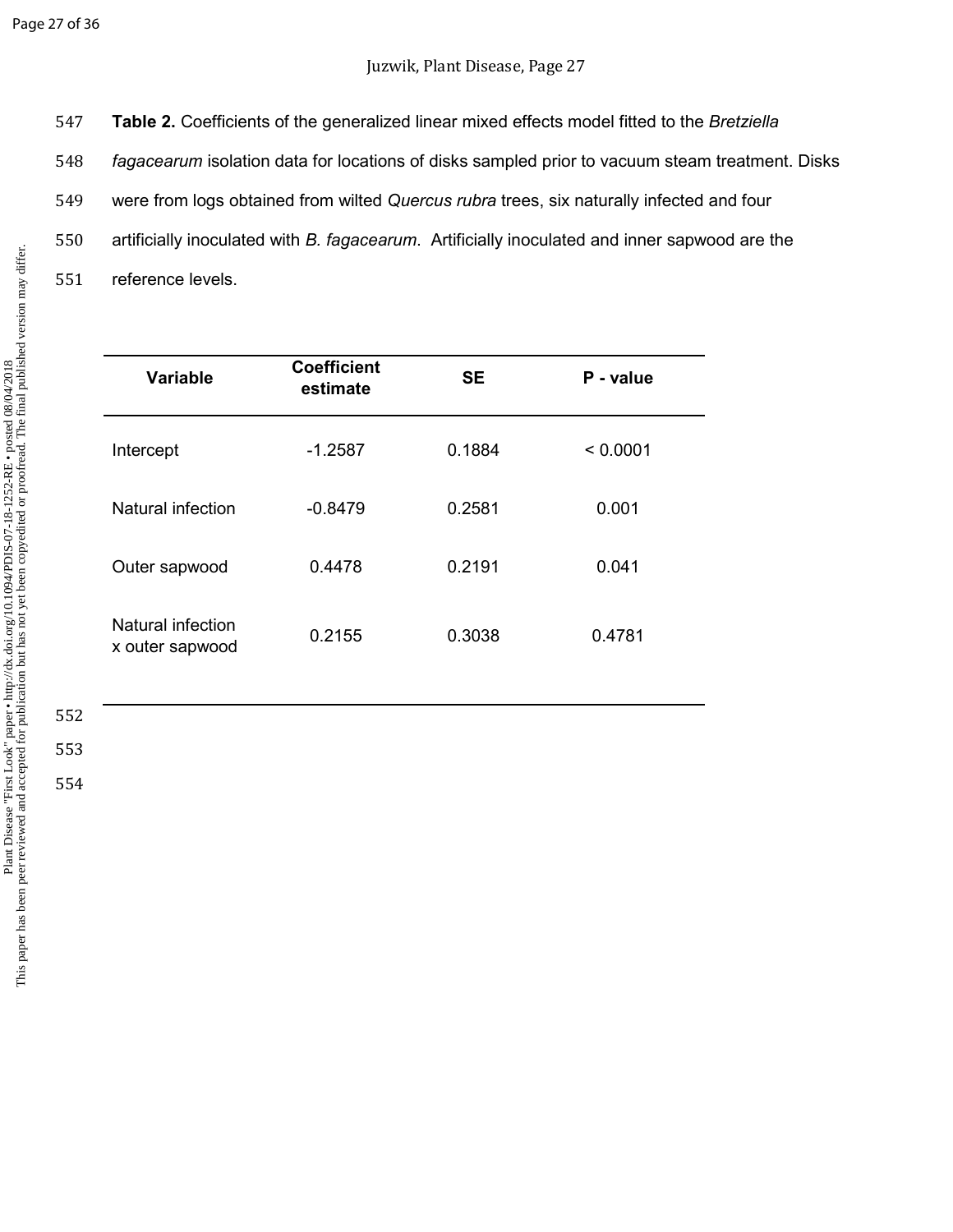**Table 2.** Coefficients of the generalized linear mixed effects model fitted to the *Bretziella fagacearum* isolation data for locations of disks sampled prior to vacuum steam treatment. Disks were from logs obtained from wilted *Quercus rubra* trees, six naturally infected and four artificially inoculated with *B. fagacearum*. Artificially inoculated and inner sapwood are the reference levels.

| Variable | Coefficient estimate | SE | P - value |
|---|---|---|---|
| Intercept | -1.2587 | 0.1884 | < 0.0001 |
| Natural infection | -0.8479 | 0.2581 | 0.001 |
| Outer sapwood | 0.4478 | 0.2191 | 0.041 |
| Natural infection x outer sapwood | 0.2155 | 0.3038 | 0.4781 |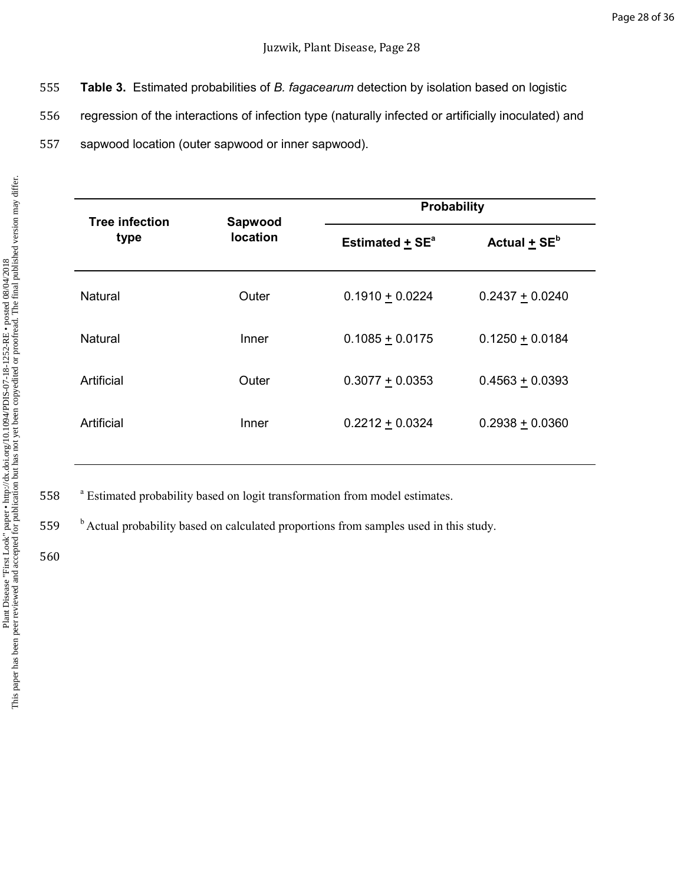**Table 3.** Estimated probabilities of *B. fagacearum* detection by isolation based on logistic regression of the interactions of infection type (naturally infected or artificially inoculated) and sapwood location (outer sapwood or inner sapwood).

| Tree infection type | Sapwood location | Probability | |
|---|---|---|---|
| | | Estimated ± SE[a] | Actual ± SE[b] |
| Natural | Outer | 0.1910 ± 0.0224 | 0.2437 ± 0.0240 |
| Natural | Inner | 0.1085 ± 0.0175 | 0.1250 ± 0.0184 |
| Artificial | Outer | 0.3077 ± 0.0353 | 0.4563 ± 0.0393 |
| Artificial | Inner | 0.2212 ± 0.0324 | 0.2938 ± 0.0360 |

[a] Estimated probability based on logit transformation from model estimates.

[b] Actual probability based on calculated proportions from samples used in this study.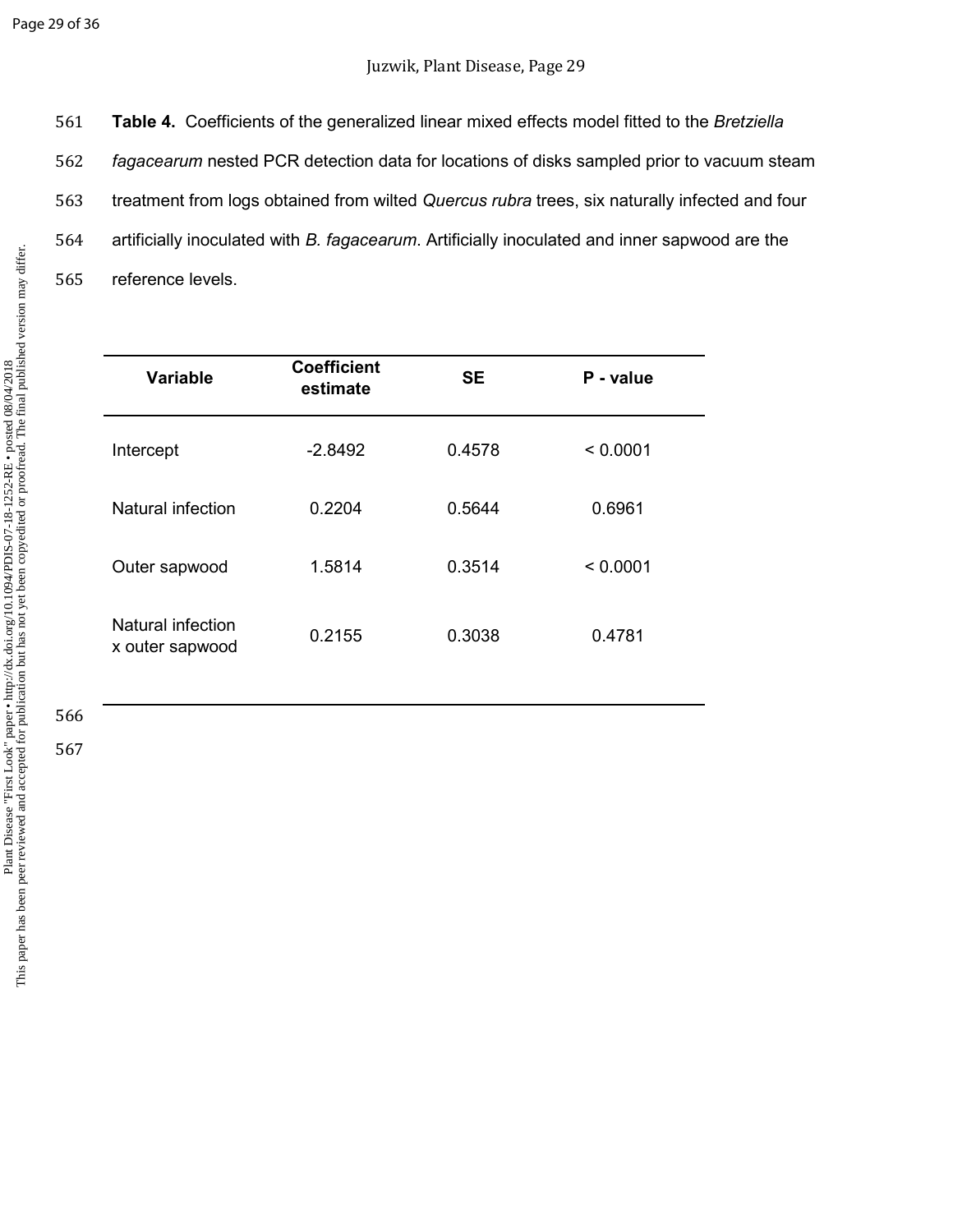**Table 4.** Coefficients of the generalized linear mixed effects model fitted to the *Bretziella fagacearum* nested PCR detection data for locations of disks sampled prior to vacuum steam treatment from logs obtained from wilted *Quercus rubra* trees, six naturally infected and four artificially inoculated with *B. fagacearum*. Artificially inoculated and inner sapwood are the reference levels.

| Variable | Coefficient estimate | SE | P - value |
|---|---|---|---|
| Intercept | -2.8492 | 0.4578 | < 0.0001 |
| Natural infection | 0.2204 | 0.5644 | 0.6961 |
| Outer sapwood | 1.5814 | 0.3514 | < 0.0001 |
| Natural infection x outer sapwood | 0.2155 | 0.3038 | 0.4781 |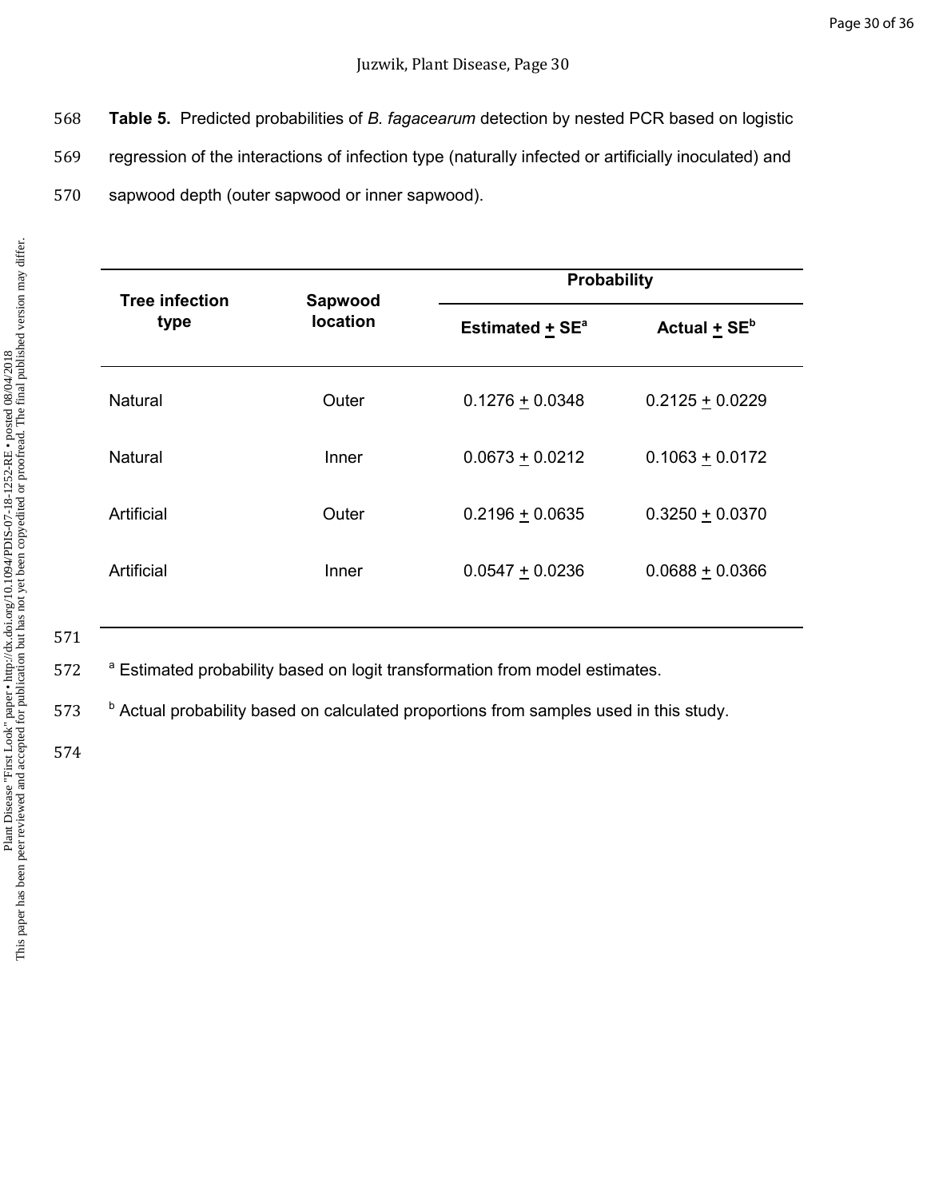**Table 5.** Predicted probabilities of *B. fagacearum* detection by nested PCR based on logistic regression of the interactions of infection type (naturally infected or artificially inoculated) and sapwood depth (outer sapwood or inner sapwood).

| Tree infection type | Sapwood location | Probability | |
|---|---|---|---|
| | | Estimated ± SE[a] | Actual ± SE[b] |
| Natural | Outer | 0.1276 ± 0.0348 | 0.2125 ± 0.0229 |
| Natural | Inner | 0.0673 ± 0.0212 | 0.1063 ± 0.0172 |
| Artificial | Outer | 0.2196 ± 0.0635 | 0.3250 ± 0.0370 |
| Artificial | Inner | 0.0547 ± 0.0236 | 0.0688 ± 0.0366 |

[a] Estimated probability based on logit transformation from model estimates.

[b] Actual probability based on calculated proportions from samples used in this study.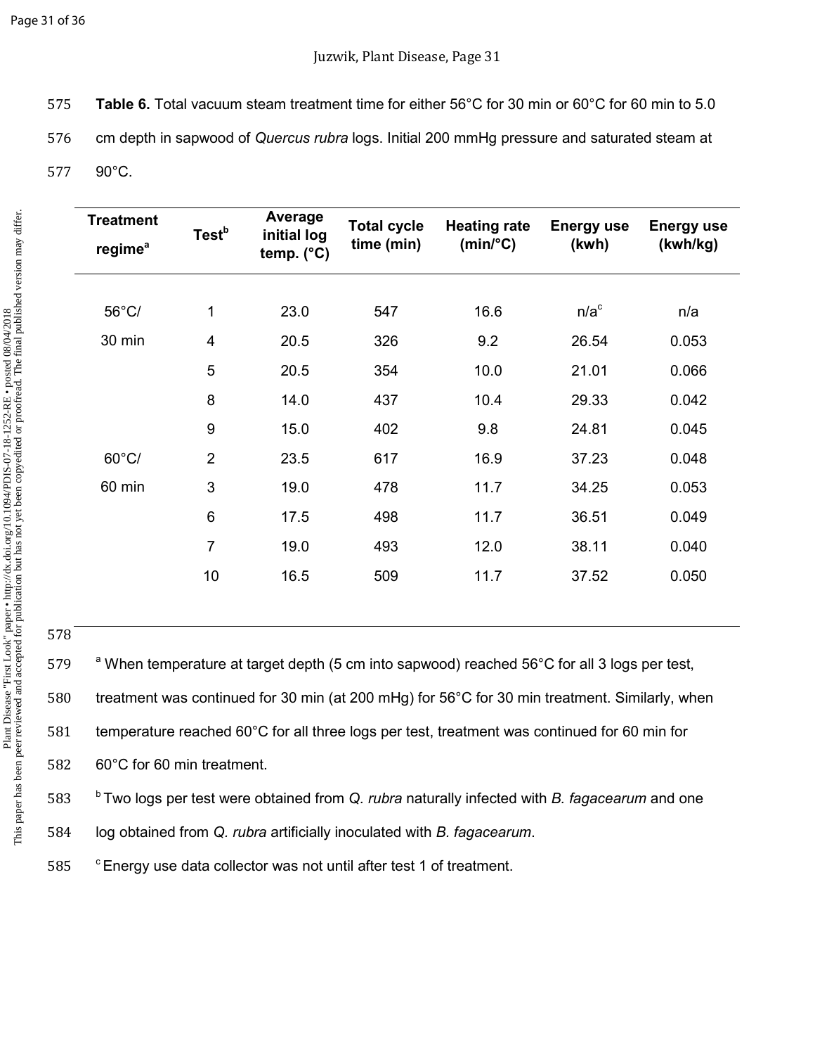**Table 6.** Total vacuum steam treatment time for either 56°C for 30 min or 60°C for 60 min to 5.0 cm depth in sapwood of *Quercus rubra* logs. Initial 200 mmHg pressure and saturated steam at 90°C.

| Treatment regime[a] | Test[b] | Average initial log temp. (°C) | Total cycle time (min) | Heating rate (min/°C) | Energy use (kwh) | Energy use (kwh/kg) |
|---|---|---|---|---|---|---|
| 56°C/ | 1 | 23.0 | 547 | 16.6 | n/a[c] | n/a |
| 30 min | 4 | 20.5 | 326 | 9.2 | 26.54 | 0.053 |
| | 5 | 20.5 | 354 | 10.0 | 21.01 | 0.066 |
| | 8 | 14.0 | 437 | 10.4 | 29.33 | 0.042 |
| | 9 | 15.0 | 402 | 9.8 | 24.81 | 0.045 |
| 60°C/ | 2 | 23.5 | 617 | 16.9 | 37.23 | 0.048 |
| 60 min | 3 | 19.0 | 478 | 11.7 | 34.25 | 0.053 |
| | 6 | 17.5 | 498 | 11.7 | 36.51 | 0.049 |
| | 7 | 19.0 | 493 | 12.0 | 38.11 | 0.040 |
| | 10 | 16.5 | 509 | 11.7 | 37.52 | 0.050 |

[a] When temperature at target depth (5 cm into sapwood) reached 56°C for all 3 logs per test, treatment was continued for 30 min (at 200 mHg) for 56°C for 30 min treatment. Similarly, when temperature reached 60°C for all three logs per test, treatment was continued for 60 min for 60°C for 60 min treatment.

[b] Two logs per test were obtained from *Q. rubra* naturally infected with *B. fagacearum* and one log obtained from *Q. rubra* artificially inoculated with *B. fagacearum*.

[c] Energy use data collector was not until after test 1 of treatment.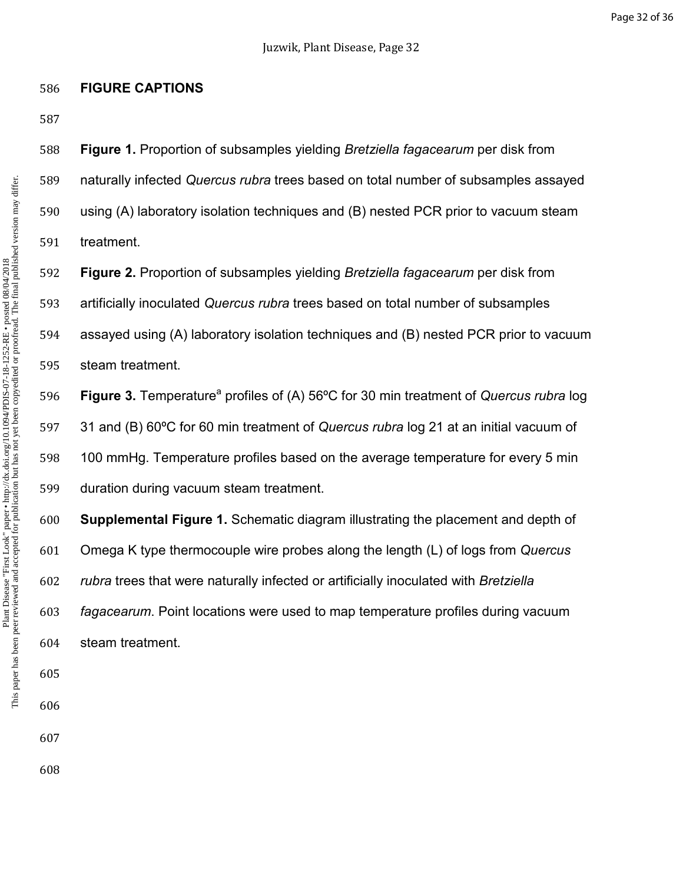## FIGURE CAPTIONS

**Figure 1.** Proportion of subsamples yielding *Bretziella fagacearum* per disk from naturally infected *Quercus rubra* trees based on total number of subsamples assayed using (A) laboratory isolation techniques and (B) nested PCR prior to vacuum steam treatment.

**Figure 2.** Proportion of subsamples yielding *Bretziella fagacearum* per disk from artificially inoculated *Quercus rubra* trees based on total number of subsamples assayed using (A) laboratory isolation techniques and (B) nested PCR prior to vacuum steam treatment.

**Figure 3.** Temperature[a] profiles of (A) 56ºC for 30 min treatment of *Quercus rubra* log 31 and (B) 60ºC for 60 min treatment of *Quercus rubra* log 21 at an initial vacuum of 100 mmHg. Temperature profiles based on the average temperature for every 5 min duration during vacuum steam treatment.

**Supplemental Figure 1.** Schematic diagram illustrating the placement and depth of Omega K type thermocouple wire probes along the length (L) of logs from *Quercus rubra* trees that were naturally infected or artificially inoculated with *Bretziella fagacearum*. Point locations were used to map temperature profiles during vacuum steam treatment.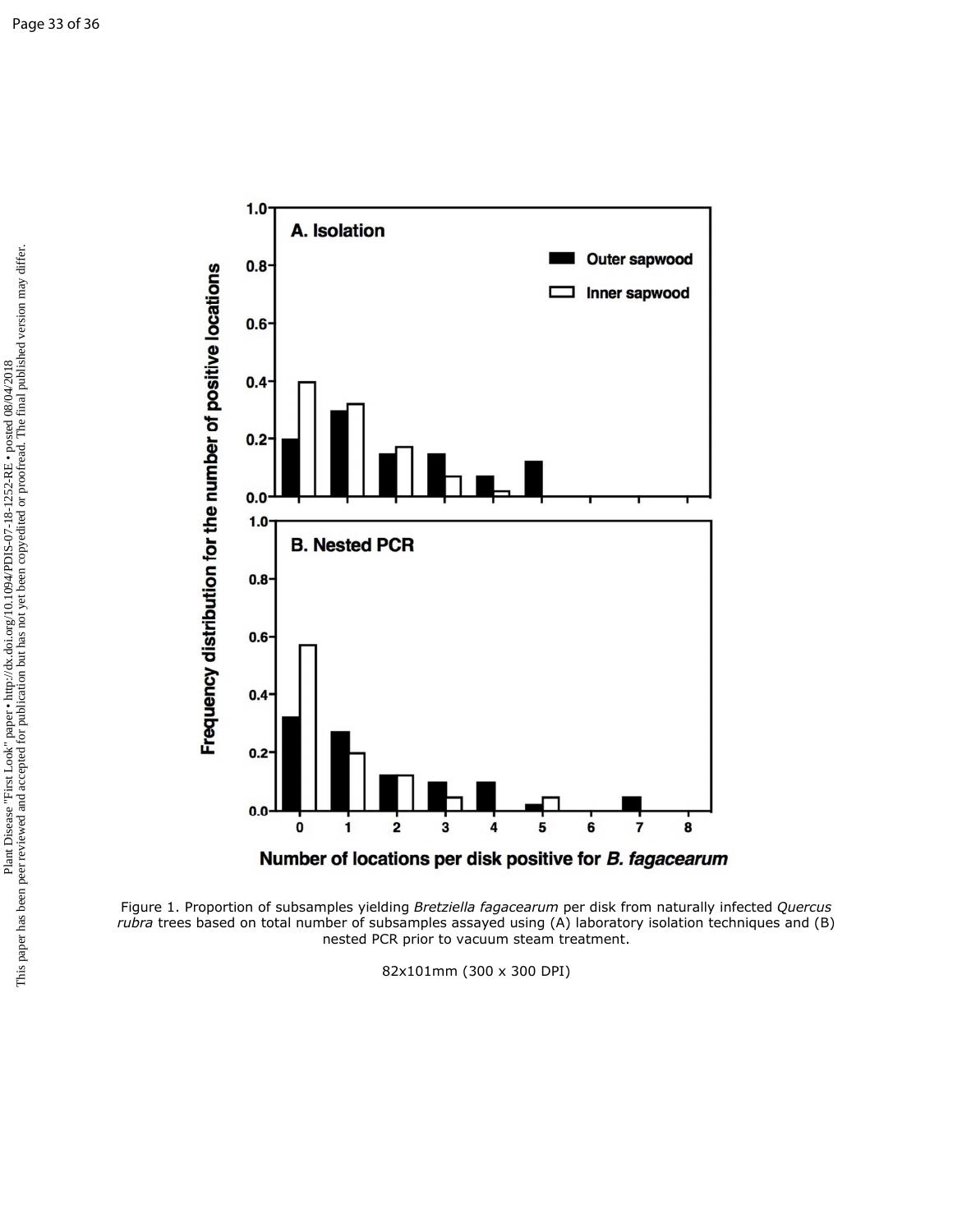Figure 1. Proportion of subsamples yielding *Bretziella fagacearum* per disk from naturally infected *Quercus rubra* trees based on total number of subsamples assayed using (A) laboratory isolation techniques and (B) nested PCR prior to vacuum steam treatment.

82x101mm (300 x 300 DPI)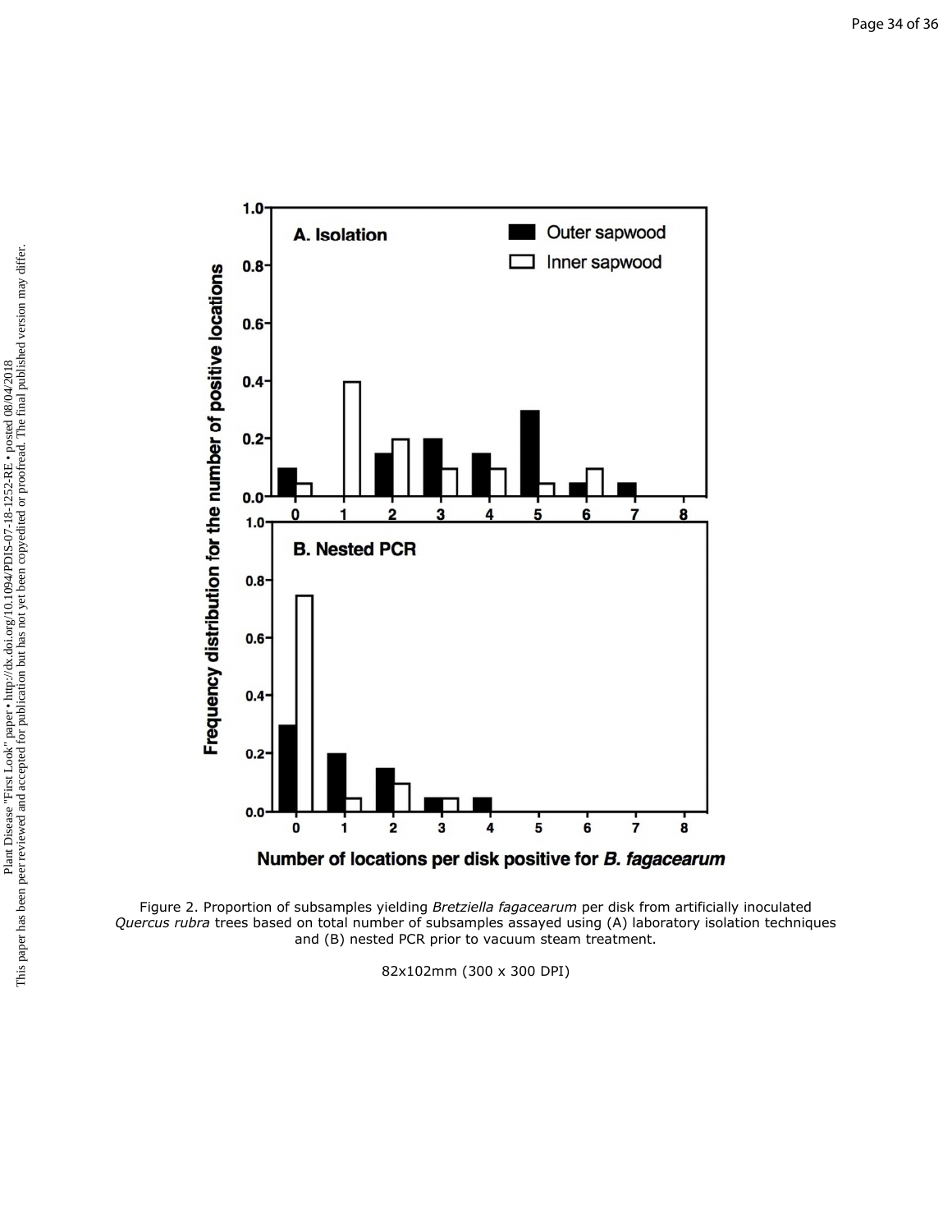Figure 2. Proportion of subsamples yielding *Bretziella fagacearum* per disk from artificially inoculated *Quercus rubra* trees based on total number of subsamples assayed using (A) laboratory isolation techniques and (B) nested PCR prior to vacuum steam treatment.

82x102mm (300 x 300 DPI)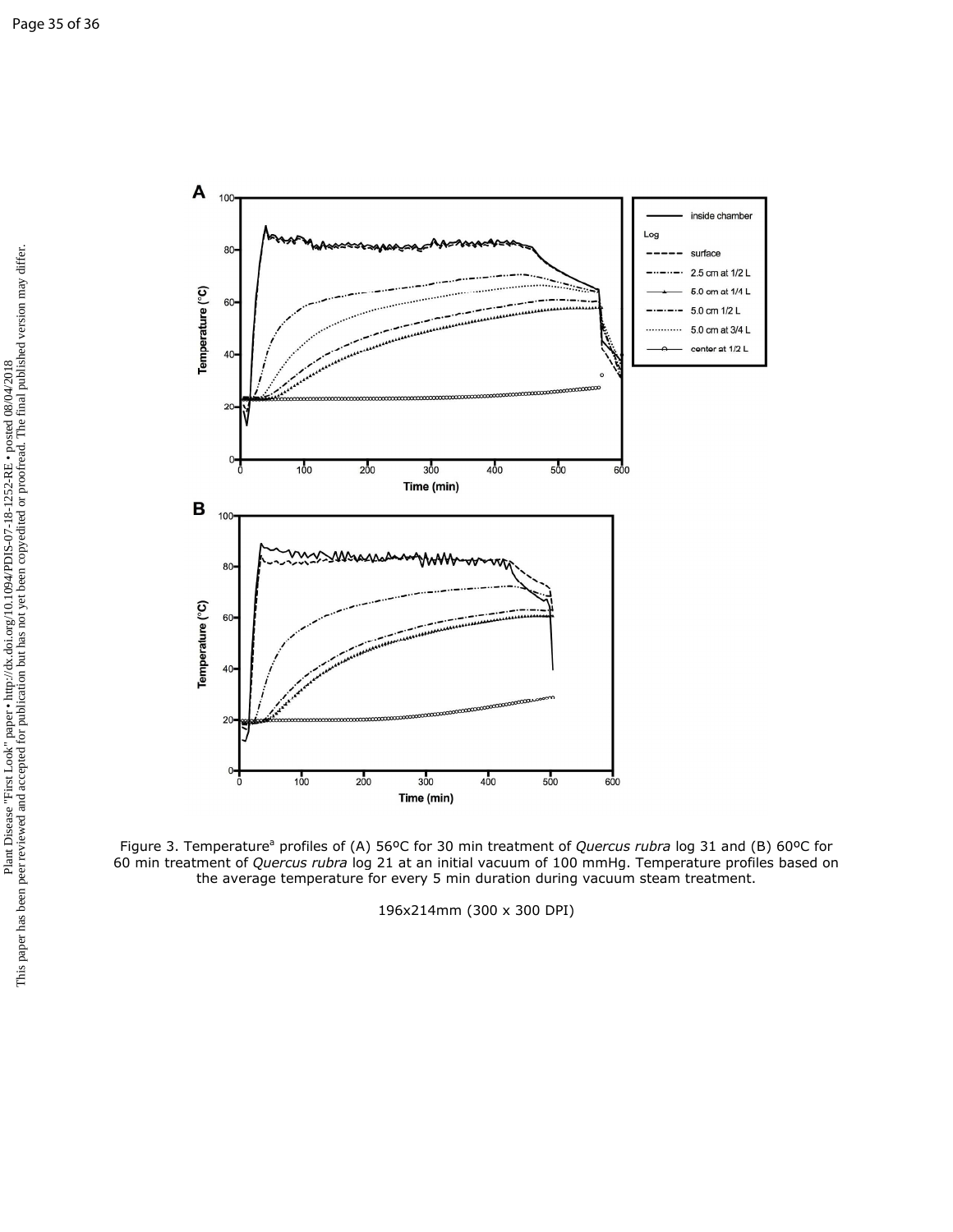Figure 3. Temperature[a] profiles of (A) 56ºC for 30 min treatment of *Quercus rubra* log 31 and (B) 60ºC for 60 min treatment of *Quercus rubra* log 21 at an initial vacuum of 100 mmHg. Temperature profiles based on the average temperature for every 5 min duration during vacuum steam treatment.

196x214mm (300 x 300 DPI)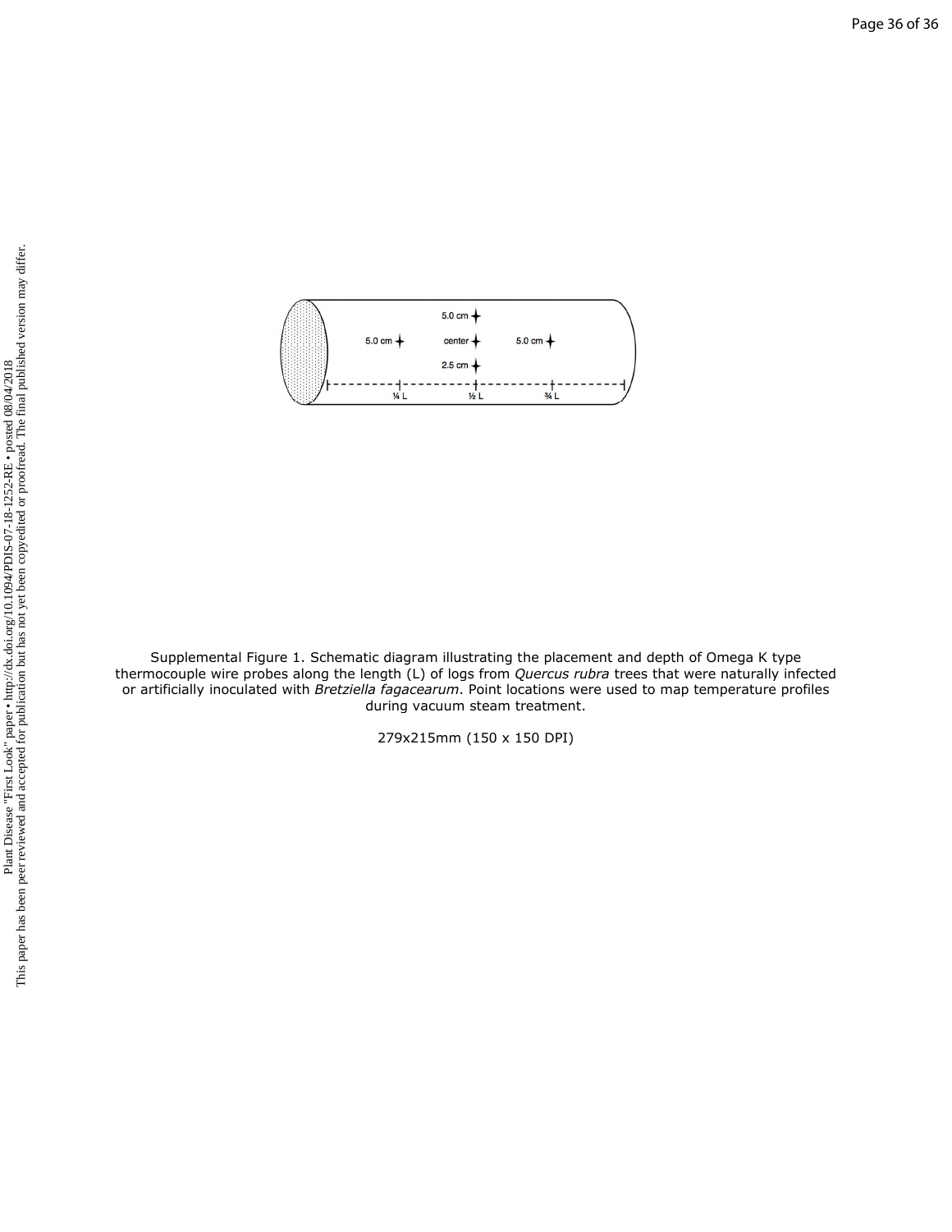5.0 cm

5.0 cm

center

5.0 cm

2.5 cm

¼ L

½ L

¾ L

Supplemental Figure 1. Schematic diagram illustrating the placement and depth of Omega K type thermocouple wire probes along the length (L) of logs from *Quercus rubra* trees that were naturally infected or artificially inoculated with *Bretziella fagacearum*. Point locations were used to map temperature profiles during vacuum steam treatment.

279x215mm (150 x 150 DPI)